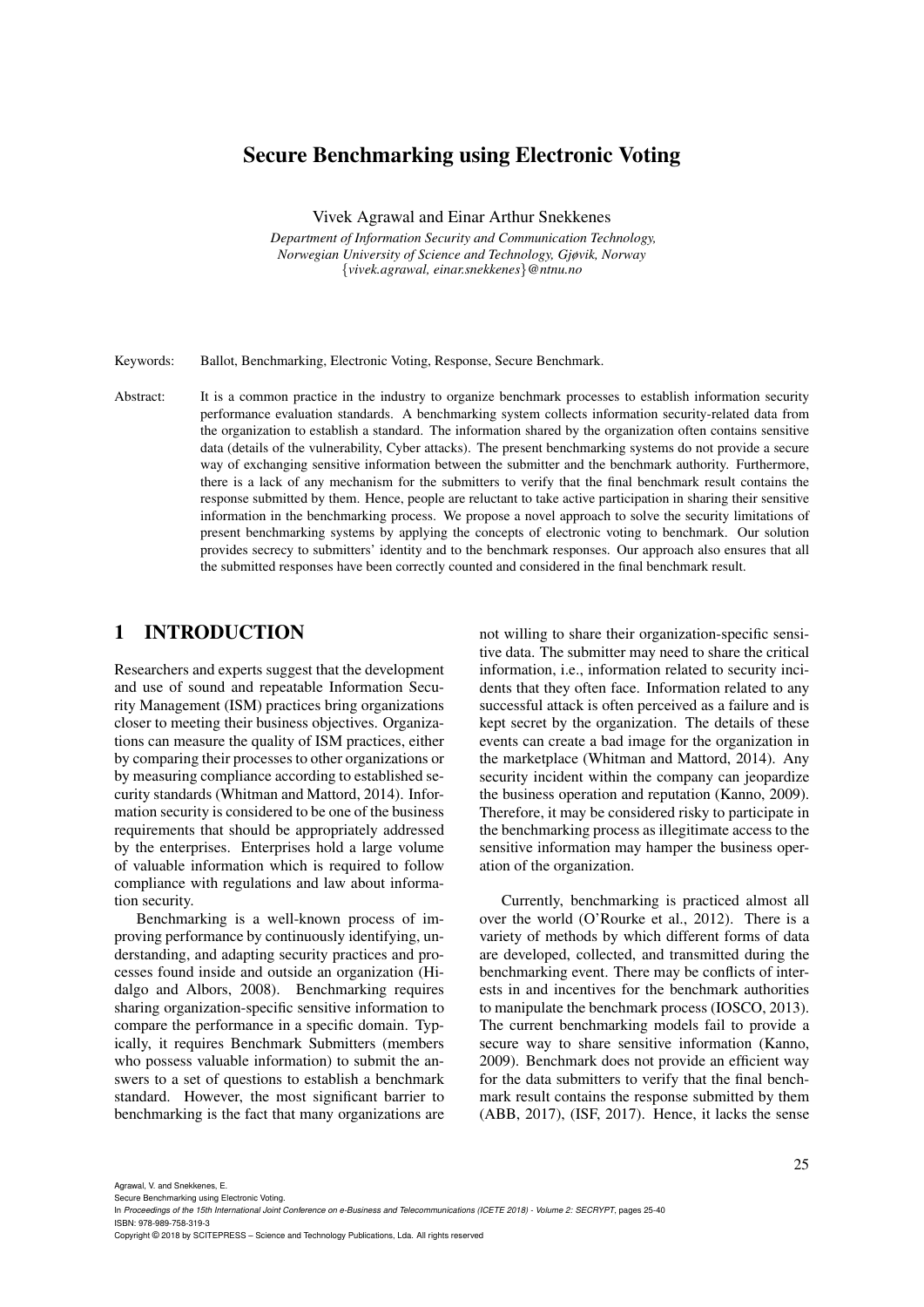# Secure Benchmarking using Electronic Voting

Vivek Agrawal and Einar Arthur Snekkenes

*Department of Information Security and Communication Technology, Norwegian University of Science and Technology, Gjøvik, Norway*
*{vivek.agrawal, einar.snekkenes}@ntnu.no*

Keywords: Ballot, Benchmarking, Electronic Voting, Response, Secure Benchmark.

Abstract: It is a common practice in the industry to organize benchmark processes to establish information security performance evaluation standards. A benchmarking system collects information security-related data from the organization to establish a standard. The information shared by the organization often contains sensitive data (details of the vulnerability, Cyber attacks). The present benchmarking systems do not provide a secure way of exchanging sensitive information between the submitter and the benchmark authority. Furthermore, there is a lack of any mechanism for the submitters to verify that the final benchmark result contains the response submitted by them. Hence, people are reluctant to take active participation in sharing their sensitive information in the benchmarking process. We propose a novel approach to solve the security limitations of present benchmarking systems by applying the concepts of electronic voting to benchmark. Our solution provides secrecy to submitters' identity and to the benchmark responses. Our approach also ensures that all the submitted responses have been correctly counted and considered in the final benchmark result.

## 1 INTRODUCTION

Researchers and experts suggest that the development and use of sound and repeatable Information Security Management (ISM) practices bring organizations closer to meeting their business objectives. Organizations can measure the quality of ISM practices, either by comparing their processes to other organizations or by measuring compliance according to established security standards (Whitman and Mattord, 2014). Information security is considered to be one of the business requirements that should be appropriately addressed by the enterprises. Enterprises hold a large volume of valuable information which is required to follow compliance with regulations and law about information security.

Benchmarking is a well-known process of improving performance by continuously identifying, understanding, and adapting security practices and processes found inside and outside an organization (Hidalgo and Albors, 2008). Benchmarking requires sharing organization-specific sensitive information to compare the performance in a specific domain. Typically, it requires Benchmark Submitters (members who possess valuable information) to submit the answers to a set of questions to establish a benchmark standard. However, the most significant barrier to benchmarking is the fact that many organizations are not willing to share their organization-specific sensitive data. The submitter may need to share the critical information, i.e., information related to security incidents that they often face. Information related to any successful attack is often perceived as a failure and is kept secret by the organization. The details of these events can create a bad image for the organization in the marketplace (Whitman and Mattord, 2014). Any security incident within the company can jeopardize the business operation and reputation (Kanno, 2009). Therefore, it may be considered risky to participate in the benchmarking process as illegitimate access to the sensitive information may hamper the business operation of the organization.

Currently, benchmarking is practiced almost all over the world (O'Rourke et al., 2012). There is a variety of methods by which different forms of data are developed, collected, and transmitted during the benchmarking event. There may be conflicts of interests in and incentives for the benchmark authorities to manipulate the benchmark process (IOSCO, 2013). The current benchmarking models fail to provide a secure way to share sensitive information (Kanno, 2009). Benchmark does not provide an efficient way for the data submitters to verify that the final benchmark result contains the response submitted by them (ABB, 2017), (ISF, 2017). Hence, it lacks the sense

Agrawal, V. and Snekkenes, E.
Secure Benchmarking using Electronic Voting.
In *Proceedings of the 15th International Joint Conference on e-Business and Telecommunications (ICETE 2018) - Volume 2: SECRYPT*, pages 25-40
ISBN: 978-989-758-319-3
Copyright © 2018 by SCITEPRESS – Science and Technology Publications, Lda. All rights reserved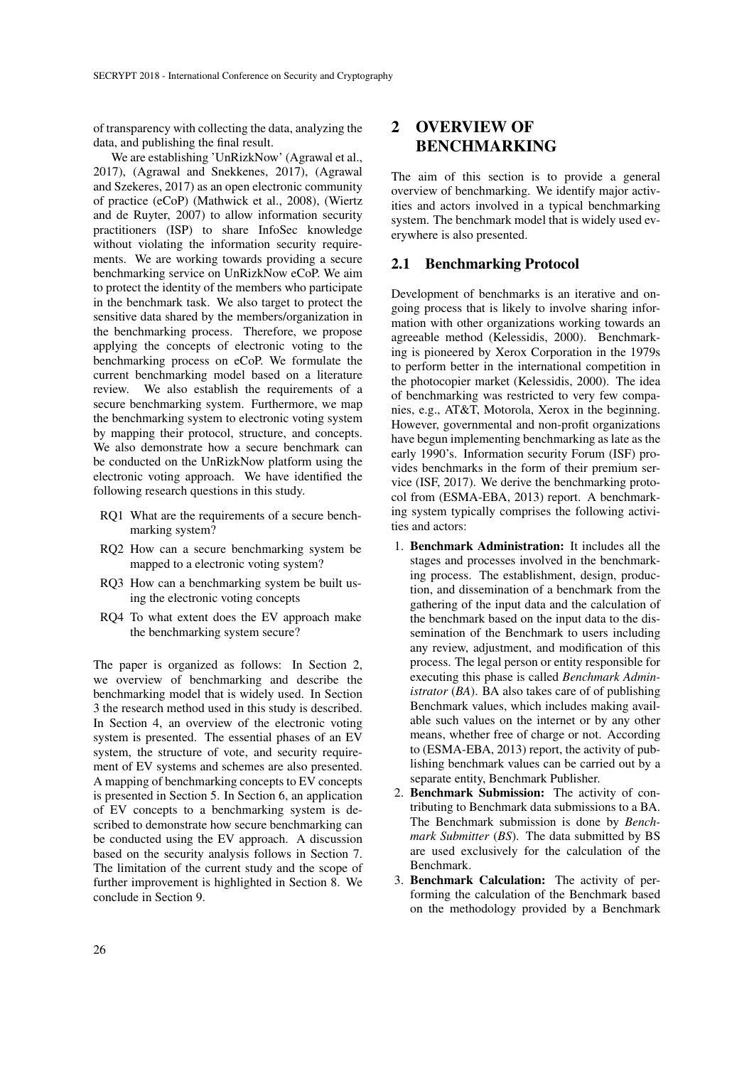of transparency with collecting the data, analyzing the data, and publishing the final result.

We are establishing 'UnRizkNow' (Agrawal et al., 2017), (Agrawal and Snekkenes, 2017), (Agrawal and Szekeres, 2017) as an open electronic community of practice (eCoP) (Mathwick et al., 2008), (Wiertz and de Ruyter, 2007) to allow information security practitioners (ISP) to share InfoSec knowledge without violating the information security requirements. We are working towards providing a secure benchmarking service on UnRizkNow eCoP. We aim to protect the identity of the members who participate in the benchmark task. We also target to protect the sensitive data shared by the members/organization in the benchmarking process. Therefore, we propose applying the concepts of electronic voting to the benchmarking process on eCoP. We formulate the current benchmarking model based on a literature review. We also establish the requirements of a secure benchmarking system. Furthermore, we map the benchmarking system to electronic voting system by mapping their protocol, structure, and concepts. We also demonstrate how a secure benchmark can be conducted on the UnRizkNow platform using the electronic voting approach. We have identified the following research questions in this study.

- RQ1 What are the requirements of a secure benchmarking system?
- RQ2 How can a secure benchmarking system be mapped to a electronic voting system?
- RQ3 How can a benchmarking system be built using the electronic voting concepts
- RQ4 To what extent does the EV approach make the benchmarking system secure?

The paper is organized as follows: In Section 2, we overview of benchmarking and describe the benchmarking model that is widely used. In Section 3 the research method used in this study is described. In Section 4, an overview of the electronic voting system is presented. The essential phases of an EV system, the structure of vote, and security requirement of EV systems and schemes are also presented. A mapping of benchmarking concepts to EV concepts is presented in Section 5. In Section 6, an application of EV concepts to a benchmarking system is described to demonstrate how secure benchmarking can be conducted using the EV approach. A discussion based on the security analysis follows in Section 7. The limitation of the current study and the scope of further improvement is highlighted in Section 8. We conclude in Section 9.

# 2 OVERVIEW OF BENCHMARKING

The aim of this section is to provide a general overview of benchmarking. We identify major activities and actors involved in a typical benchmarking system. The benchmark model that is widely used everywhere is also presented.

## 2.1 Benchmarking Protocol

Development of benchmarks is an iterative and ongoing process that is likely to involve sharing information with other organizations working towards an agreeable method (Kelessidis, 2000). Benchmarking is pioneered by Xerox Corporation in the 1979s to perform better in the international competition in the photocopier market (Kelessidis, 2000). The idea of benchmarking was restricted to very few companies, e.g., AT&T, Motorola, Xerox in the beginning. However, governmental and non-profit organizations have begun implementing benchmarking as late as the early 1990's. Information security Forum (ISF) provides benchmarks in the form of their premium service (ISF, 2017). We derive the benchmarking protocol from (ESMA-EBA, 2013) report. A benchmarking system typically comprises the following activities and actors:

1. **Benchmark Administration:** It includes all the stages and processes involved in the benchmarking process. The establishment, design, production, and dissemination of a benchmark from the gathering of the input data and the calculation of the benchmark based on the input data to the dissemination of the Benchmark to users including any review, adjustment, and modification of this process. The legal person or entity responsible for executing this phase is called *Benchmark Administrator* (*BA*). BA also takes care of of publishing Benchmark values, which includes making available such values on the internet or by any other means, whether free of charge or not. According to (ESMA-EBA, 2013) report, the activity of publishing benchmark values can be carried out by a separate entity, Benchmark Publisher.
2. **Benchmark Submission:** The activity of contributing to Benchmark data submissions to a BA. The Benchmark submission is done by *Benchmark Submitter* (*BS*). The data submitted by BS are used exclusively for the calculation of the Benchmark.
3. **Benchmark Calculation:** The activity of performing the calculation of the Benchmark based on the methodology provided by a Benchmark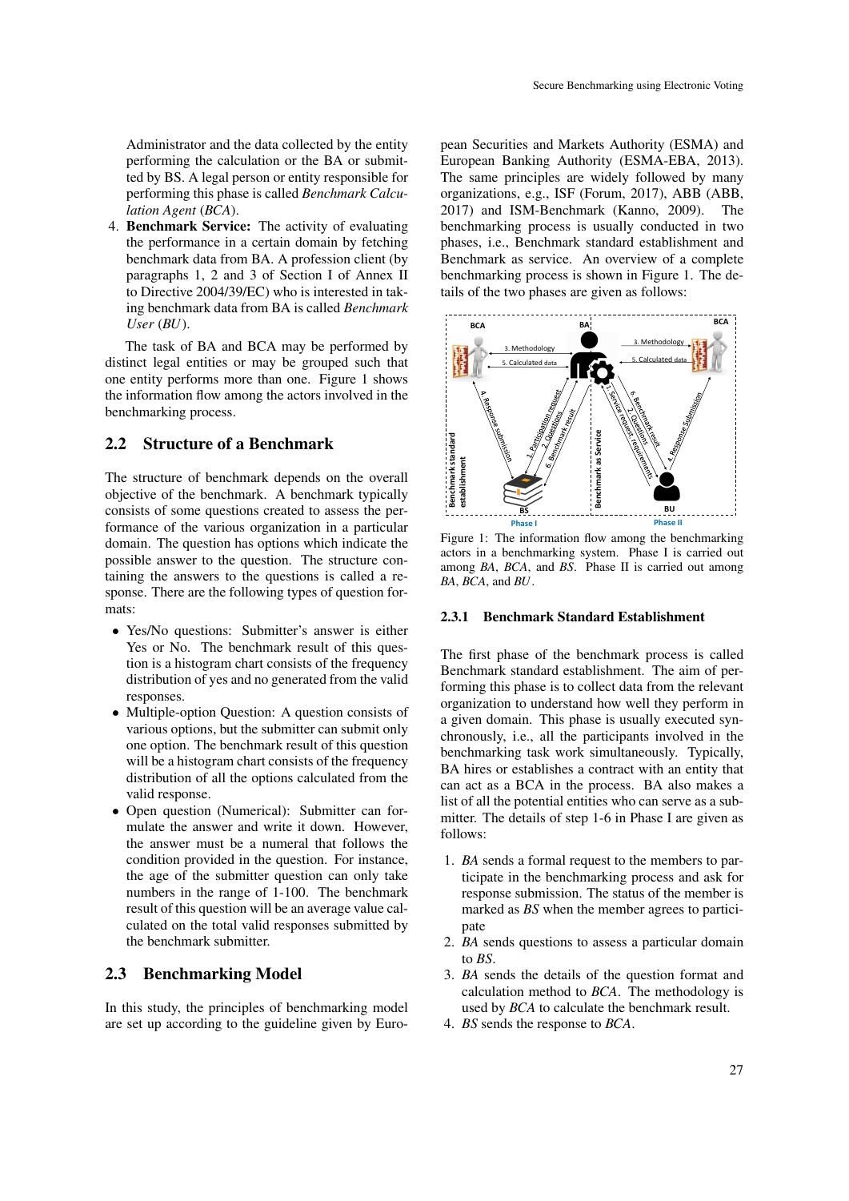Administrator and the data collected by the entity performing the calculation or the BA or submitted by BS. A legal person or entity responsible for performing this phase is called *Benchmark Calculation Agent* (*BCA*).

4. **Benchmark Service:** The activity of evaluating the performance in a certain domain by fetching benchmark data from BA. A profession client (by paragraphs 1, 2 and 3 of Section I of Annex II to Directive 2004/39/EC) who is interested in taking benchmark data from BA is called *Benchmark User* (*BU*).

The task of BA and BCA may be performed by distinct legal entities or may be grouped such that one entity performs more than one. Figure 1 shows the information flow among the actors involved in the benchmarking process.

## 2.2 Structure of a Benchmark

The structure of benchmark depends on the overall objective of the benchmark. A benchmark typically consists of some questions created to assess the performance of the various organization in a particular domain. The question has options which indicate the possible answer to the question. The structure containing the answers to the questions is called a response. There are the following types of question formats:

- Yes/No questions: Submitter's answer is either Yes or No. The benchmark result of this question is a histogram chart consists of the frequency distribution of yes and no generated from the valid responses.
- Multiple-option Question: A question consists of various options, but the submitter can submit only one option. The benchmark result of this question will be a histogram chart consists of the frequency distribution of all the options calculated from the valid response.
- Open question (Numerical): Submitter can formulate the answer and write it down. However, the answer must be a numeral that follows the condition provided in the question. For instance, the age of the submitter question can only take numbers in the range of 1-100. The benchmark result of this question will be an average value calculated on the total valid responses submitted by the benchmark submitter.

## 2.3 Benchmarking Model

In this study, the principles of benchmarking model are set up according to the guideline given by European Securities and Markets Authority (ESMA) and European Banking Authority (ESMA-EBA, 2013). The same principles are widely followed by many organizations, e.g., ISF (Forum, 2017), ABB (ABB, 2017) and ISM-Benchmark (Kanno, 2009). The benchmarking process is usually conducted in two phases, i.e., Benchmark standard establishment and Benchmark as service. An overview of a complete benchmarking process is shown in Figure 1. The details of the two phases are given as follows:

Figure 1: The information flow among the benchmarking actors in a benchmarking system. Phase I is carried out among *BA*, *BCA*, and *BS*. Phase II is carried out among *BA*, *BCA*, and *BU*.

### 2.3.1 Benchmark Standard Establishment

The first phase of the benchmark process is called Benchmark standard establishment. The aim of performing this phase is to collect data from the relevant organization to understand how well they perform in a given domain. This phase is usually executed synchronously, i.e., all the participants involved in the benchmarking task work simultaneously. Typically, BA hires or establishes a contract with an entity that can act as a BCA in the process. BA also makes a list of all the potential entities who can serve as a submitter. The details of step 1-6 in Phase I are given as follows:

1. *BA* sends a formal request to the members to participate in the benchmarking process and ask for response submission. The status of the member is marked as *BS* when the member agrees to participate
2. *BA* sends questions to assess a particular domain to *BS*.
3. *BA* sends the details of the question format and calculation method to *BCA*. The methodology is used by *BCA* to calculate the benchmark result.
4. *BS* sends the response to *BCA*.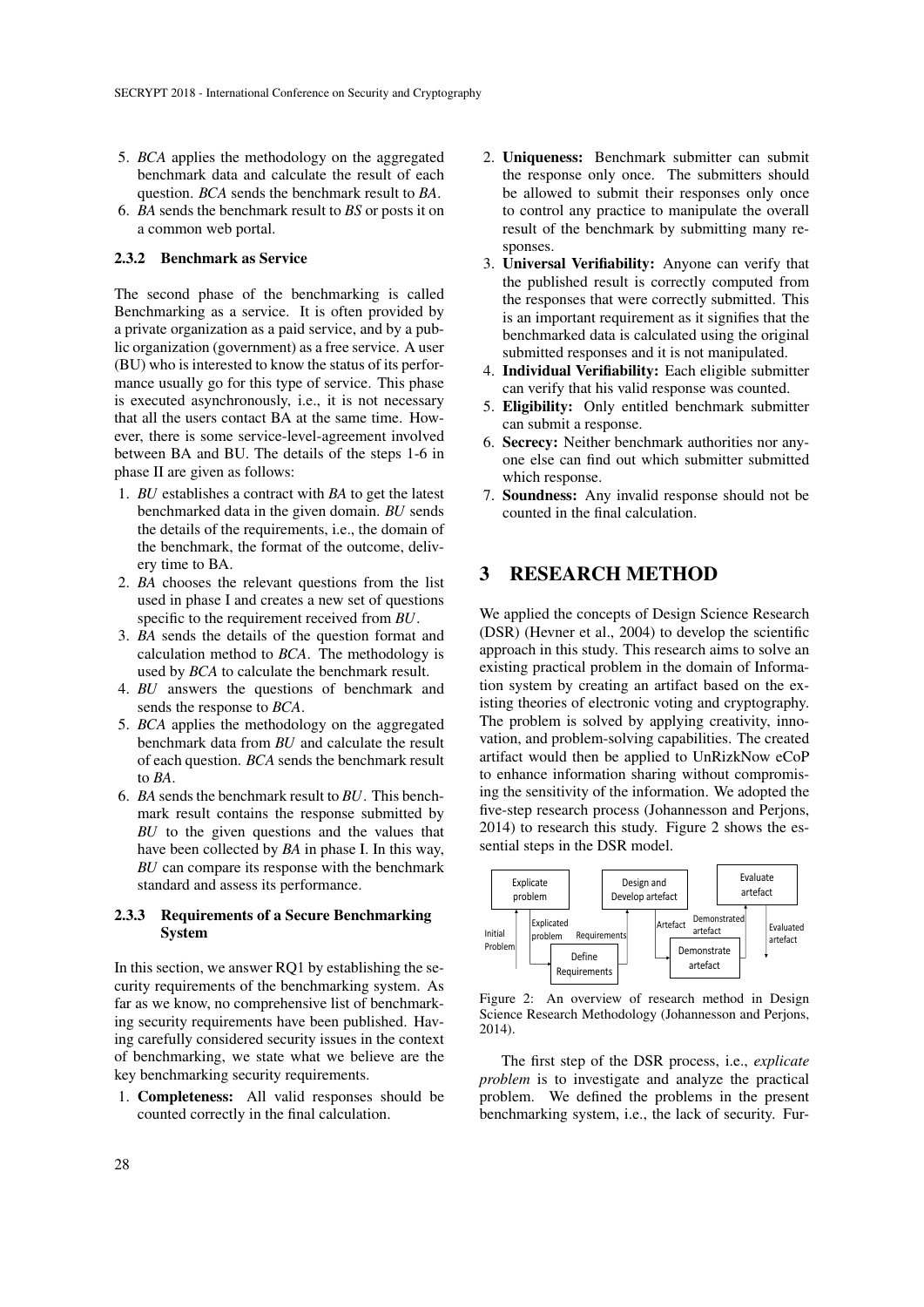5. *BCA* applies the methodology on the aggregated benchmark data and calculate the result of each question. *BCA* sends the benchmark result to *BA*.
6. *BA* sends the benchmark result to *BS* or posts it on a common web portal.

#### 2.3.2 Benchmark as Service

The second phase of the benchmarking is called Benchmarking as a service. It is often provided by a private organization as a paid service, and by a public organization (government) as a free service. A user (BU) who is interested to know the status of its performance usually go for this type of service. This phase is executed asynchronously, i.e., it is not necessary that all the users contact BA at the same time. However, there is some service-level-agreement involved between BA and BU. The details of the steps 1-6 in phase II are given as follows:

1. *BU* establishes a contract with *BA* to get the latest benchmarked data in the given domain. *BU* sends the details of the requirements, i.e., the domain of the benchmark, the format of the outcome, delivery time to BA.
2. *BA* chooses the relevant questions from the list used in phase I and creates a new set of questions specific to the requirement received from *BU*.
3. *BA* sends the details of the question format and calculation method to *BCA*. The methodology is used by *BCA* to calculate the benchmark result.
4. *BU* answers the questions of benchmark and sends the response to *BCA*.
5. *BCA* applies the methodology on the aggregated benchmark data from *BU* and calculate the result of each question. *BCA* sends the benchmark result to *BA*.
6. *BA* sends the benchmark result to *BU*. This benchmark result contains the response submitted by *BU* to the given questions and the values that have been collected by *BA* in phase I. In this way, *BU* can compare its response with the benchmark standard and assess its performance.

#### 2.3.3 Requirements of a Secure Benchmarking System

In this section, we answer RQ1 by establishing the security requirements of the benchmarking system. As far as we know, no comprehensive list of benchmarking security requirements have been published. Having carefully considered security issues in the context of benchmarking, we state what we believe are the key benchmarking security requirements.

1. **Completeness:** All valid responses should be counted correctly in the final calculation.
2. **Uniqueness:** Benchmark submitter can submit the response only once. The submitters should be allowed to submit their responses only once to control any practice to manipulate the overall result of the benchmark by submitting many responses.
3. **Universal Verifiability:** Anyone can verify that the published result is correctly computed from the responses that were correctly submitted. This is an important requirement as it signifies that the benchmarked data is calculated using the original submitted responses and it is not manipulated.
4. **Individual Verifiability:** Each eligible submitter can verify that his valid response was counted.
5. **Eligibility:** Only entitled benchmark submitter can submit a response.
6. **Secrecy:** Neither benchmark authorities nor anyone else can find out which submitter submitted which response.
7. **Soundness:** Any invalid response should not be counted in the final calculation.

## 3 RESEARCH METHOD

We applied the concepts of Design Science Research (DSR) (Hevner et al., 2004) to develop the scientific approach in this study. This research aims to solve an existing practical problem in the domain of Information system by creating an artifact based on the existing theories of electronic voting and cryptography. The problem is solved by applying creativity, innovation, and problem-solving capabilities. The created artifact would then be applied to UnRizkNow eCoP to enhance information sharing without compromising the sensitivity of the information. We adopted the five-step research process (Johannesson and Perjons, 2014) to research this study. Figure 2 shows the essential steps in the DSR model.

Figure 2: An overview of research method in Design Science Research Methodology (Johannesson and Perjons, 2014).

The first step of the DSR process, i.e., *explicate problem* is to investigate and analyze the practical problem. We defined the problems in the present benchmarking system, i.e., the lack of security. Fur-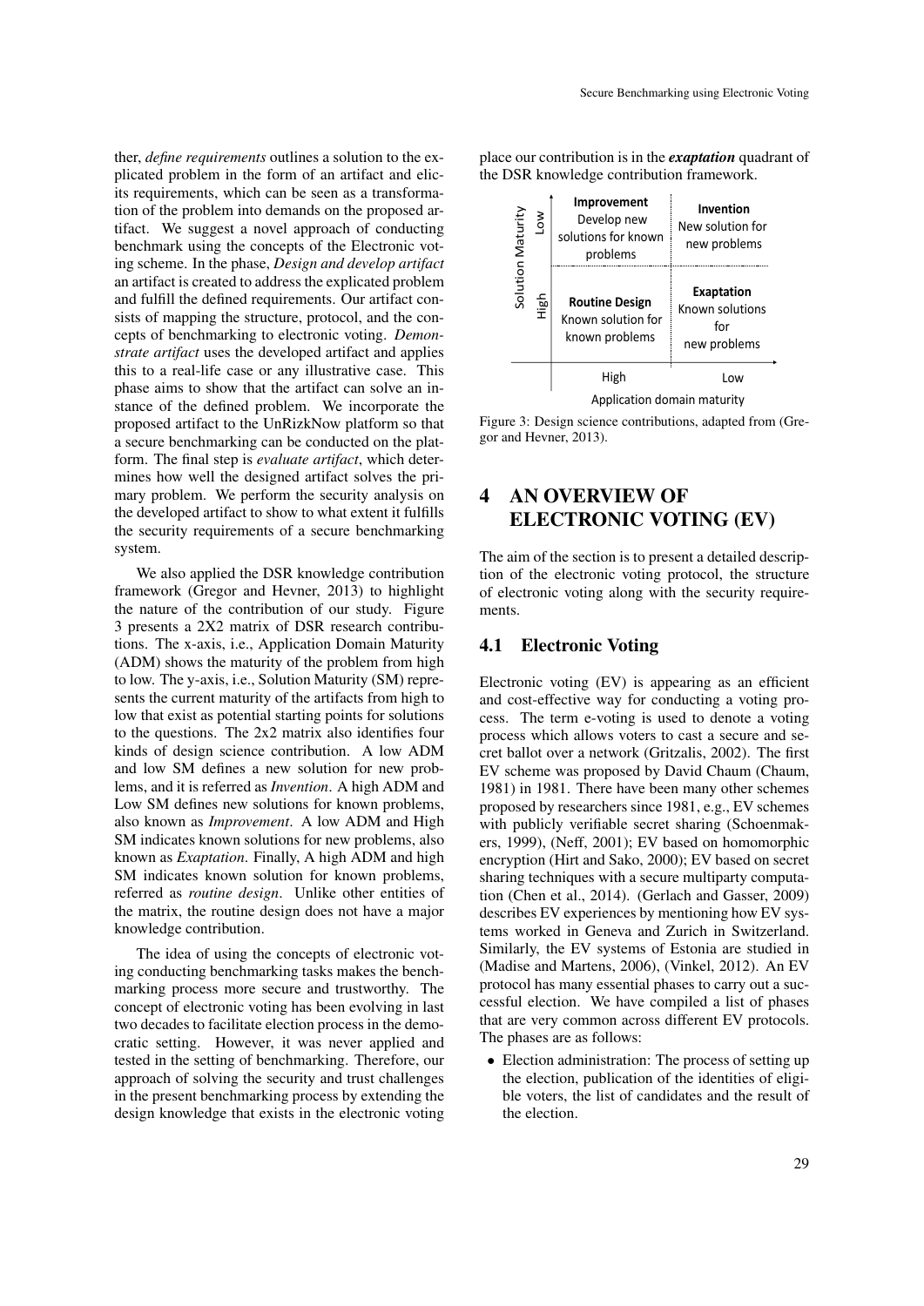ther, *define requirements* outlines a solution to the explicated problem in the form of an artifact and elicits its requirements, which can be seen as a transformation of the problem into demands on the proposed artifact. We suggest a novel approach of conducting benchmark using the concepts of the Electronic voting scheme. In the phase, *Design and develop artifact* an artifact is created to address the explicated problem and fulfill the defined requirements. Our artifact consists of mapping the structure, protocol, and the concepts of benchmarking to electronic voting. *Demonstrate artifact* uses the developed artifact and applies this to a real-life case or any illustrative case. This phase aims to show that the artifact can solve an instance of the defined problem. We incorporate the proposed artifact to the UnRizkNow platform so that a secure benchmarking can be conducted on the platform. The final step is *evaluate artifact*, which determines how well the designed artifact solves the primary problem. We perform the security analysis on the developed artifact to show to what extent it fulfills the security requirements of a secure benchmarking system.

We also applied the DSR knowledge contribution framework (Gregor and Hevner, 2013) to highlight the nature of the contribution of our study. Figure 3 presents a 2X2 matrix of DSR research contributions. The x-axis, i.e., Application Domain Maturity (ADM) shows the maturity of the problem from high to low. The y-axis, i.e., Solution Maturity (SM) represents the current maturity of the artifacts from high to low that exist as potential starting points for solutions to the questions. The 2x2 matrix also identifies four kinds of design science contribution. A low ADM and low SM defines a new solution for new problems, and it is referred as *Invention*. A high ADM and Low SM defines new solutions for known problems, also known as *Improvement*. A low ADM and High SM indicates known solutions for new problems, also known as *Exaptation*. Finally, A high ADM and high SM indicates known solution for known problems, referred as *routine design*. Unlike other entities of the matrix, the routine design does not have a major knowledge contribution.

The idea of using the concepts of electronic voting conducting benchmarking tasks makes the benchmarking process more secure and trustworthy. The concept of electronic voting has been evolving in last two decades to facilitate election process in the democratic setting. However, it was never applied and tested in the setting of benchmarking. Therefore, our approach of solving the security and trust challenges in the present benchmarking process by extending the design knowledge that exists in the electronic voting place our contribution is in the ***exaptation*** quadrant of the DSR knowledge contribution framework.

| Solution Maturity | Application domain maturity: High | Application domain maturity: Low |
|---|---|---|
| Low | **Improvement** Develop new solutions for known problems | **Invention** New solution for new problems |
| High | **Routine Design** Known solution for known problems | **Exaptation** Known solutions for new problems |

Figure 3: Design science contributions, adapted from (Gregor and Hevner, 2013).

# 4 AN OVERVIEW OF ELECTRONIC VOTING (EV)

The aim of the section is to present a detailed description of the electronic voting protocol, the structure of electronic voting along with the security requirements.

## 4.1 Electronic Voting

Electronic voting (EV) is appearing as an efficient and cost-effective way for conducting a voting process. The term e-voting is used to denote a voting process which allows voters to cast a secure and secret ballot over a network (Gritzalis, 2002). The first EV scheme was proposed by David Chaum (Chaum, 1981) in 1981. There have been many other schemes proposed by researchers since 1981, e.g., EV schemes with publicly verifiable secret sharing (Schoenmakers, 1999), (Neff, 2001); EV based on homomorphic encryption (Hirt and Sako, 2000); EV based on secret sharing techniques with a secure multiparty computation (Chen et al., 2014). (Gerlach and Gasser, 2009) describes EV experiences by mentioning how EV systems worked in Geneva and Zurich in Switzerland. Similarly, the EV systems of Estonia are studied in (Madise and Martens, 2006), (Vinkel, 2012). An EV protocol has many essential phases to carry out a successful election. We have compiled a list of phases that are very common across different EV protocols. The phases are as follows:

- Election administration: The process of setting up the election, publication of the identities of eligible voters, the list of candidates and the result of the election.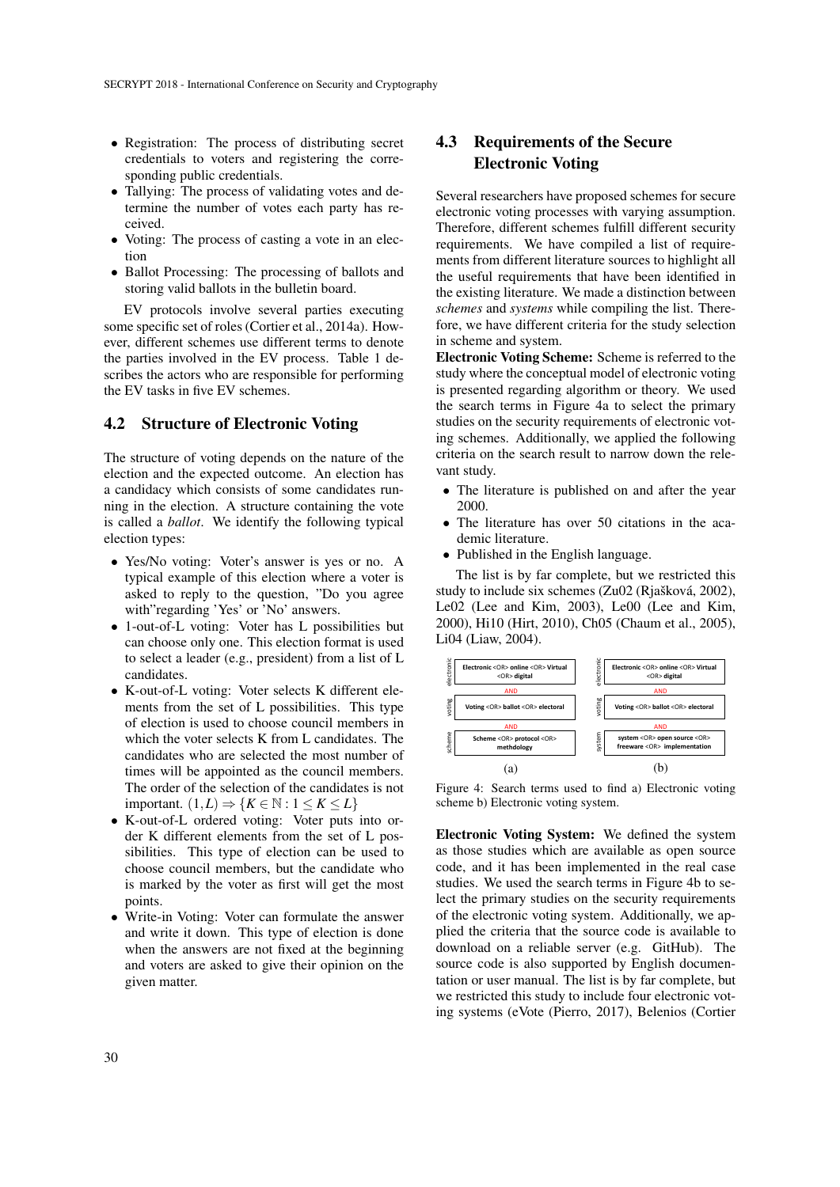- Registration: The process of distributing secret credentials to voters and registering the corresponding public credentials.
- Tallying: The process of validating votes and determine the number of votes each party has received.
- Voting: The process of casting a vote in an election
- Ballot Processing: The processing of ballots and storing valid ballots in the bulletin board.

EV protocols involve several parties executing some specific set of roles (Cortier et al., 2014a). However, different schemes use different terms to denote the parties involved in the EV process. Table 1 describes the actors who are responsible for performing the EV tasks in five EV schemes.

## 4.2 Structure of Electronic Voting

The structure of voting depends on the nature of the election and the expected outcome. An election has a candidacy which consists of some candidates running in the election. A structure containing the vote is called a *ballot*. We identify the following typical election types:

- Yes/No voting: Voter's answer is yes or no. A typical example of this election where a voter is asked to reply to the question, "Do you agree with"regarding 'Yes' or 'No' answers.
- 1-out-of-L voting: Voter has L possibilities but can choose only one. This election format is used to select a leader (e.g., president) from a list of L candidates.
- K-out-of-L voting: Voter selects K different elements from the set of L possibilities. This type of election is used to choose council members in which the voter selects K from L candidates. The candidates who are selected the most number of times will be appointed as the council members. The order of the selection of the candidates is not important. $(1,L) \Rightarrow \{K \in \mathbb{N} : 1 \leq K \leq L\}$
- K-out-of-L ordered voting: Voter puts into order K different elements from the set of L possibilities. This type of election can be used to choose council members, but the candidate who is marked by the voter as first will get the most points.
- Write-in Voting: Voter can formulate the answer and write it down. This type of election is done when the answers are not fixed at the beginning and voters are asked to give their opinion on the given matter.

## 4.3 Requirements of the Secure Electronic Voting

Several researchers have proposed schemes for secure electronic voting processes with varying assumption. Therefore, different schemes fulfill different security requirements. We have compiled a list of requirements from different literature sources to highlight all the useful requirements that have been identified in the existing literature. We made a distinction between *schemes* and *systems* while compiling the list. Therefore, we have different criteria for the study selection in scheme and system.

**Electronic Voting Scheme:** Scheme is referred to the study where the conceptual model of electronic voting is presented regarding algorithm or theory. We used the search terms in Figure 4a to select the primary studies on the security requirements of electronic voting schemes. Additionally, we applied the following criteria on the search result to narrow down the relevant study.

- The literature is published on and after the year 2000.
- The literature has over 50 citations in the academic literature.
- Published in the English language.

The list is by far complete, but we restricted this study to include six schemes (Zu02 (Rjašková, 2002), Le02 (Lee and Kim, 2003), Le00 (Lee and Kim, 2000), Hi10 (Hirt, 2010), Ch05 (Chaum et al., 2005), Li04 (Liaw, 2004).

| | (a) |
|---|---|
| electronic | Electronic <OR> online <OR> Virtual <OR> digital |
| | AND |
| voting | Voting <OR> ballot <OR> electoral |
| | AND |
| scheme | Scheme <OR> protocol <OR> methdology |

| | (b) |
|---|---|
| electronic | Electronic <OR> online <OR> Virtual <OR> digital |
| | AND |
| voting | Voting <OR> ballot <OR> electoral |
| | AND |
| system | system <OR> open source <OR> freeware <OR> implementation |

Figure 4: Search terms used to find a) Electronic voting scheme b) Electronic voting system.

**Electronic Voting System:** We defined the system as those studies which are available as open source code, and it has been implemented in the real case studies. We used the search terms in Figure 4b to select the primary studies on the security requirements of the electronic voting system. Additionally, we applied the criteria that the source code is available to download on a reliable server (e.g. GitHub). The source code is also supported by English documentation or user manual. The list is by far complete, but we restricted this study to include four electronic voting systems (eVote (Pierro, 2017), Belenios (Cortier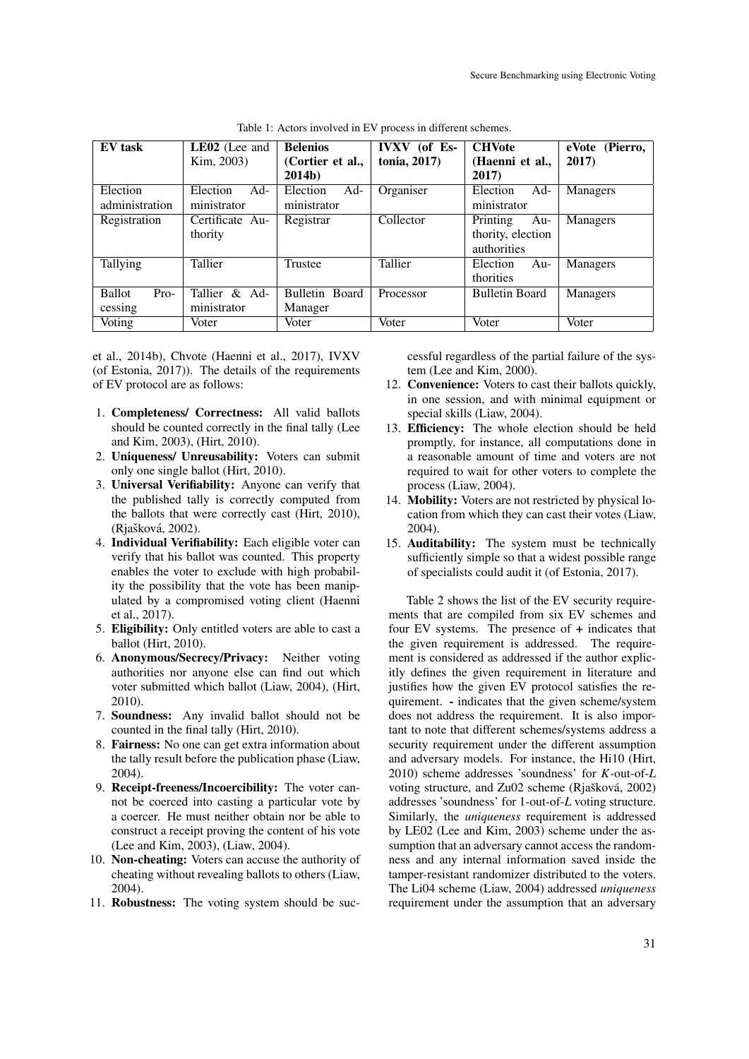Table 1: Actors involved in EV process in different schemes.

| EV task | **LE02** (Lee and Kim, 2003) | **Belenios (Cortier et al., 2014b)** | **IVXV (of Estonia, 2017)** | **CHVote (Haenni et al., 2017)** | **eVote (Pierro, 2017)** |
|---|---|---|---|---|---|
| Election administration | Election Administrator | Election Administrator | Organiser | Election Administrator | Managers |
| Registration | Certificate Authority | Registrar | Collector | Printing Authority, election authorities | Managers |
| Tallying | Tallier | Trustee | Tallier | Election Authorities | Managers |
| Ballot Processing | Tallier & Administrator | Bulletin Board Manager | Processor | Bulletin Board | Managers |
| Voting | Voter | Voter | Voter | Voter | Voter |

et al., 2014b), Chvote (Haenni et al., 2017), IVXV (of Estonia, 2017)). The details of the requirements of EV protocol are as follows:

1. **Completeness/ Correctness:** All valid ballots should be counted correctly in the final tally (Lee and Kim, 2003), (Hirt, 2010).
2. **Uniqueness/ Unreusability:** Voters can submit only one single ballot (Hirt, 2010).
3. **Universal Verifiability:** Anyone can verify that the published tally is correctly computed from the ballots that were correctly cast (Hirt, 2010), (Rjašková, 2002).
4. **Individual Verifiability:** Each eligible voter can verify that his ballot was counted. This property enables the voter to exclude with high probability the possibility that the vote has been manipulated by a compromised voting client (Haenni et al., 2017).
5. **Eligibility:** Only entitled voters are able to cast a ballot (Hirt, 2010).
6. **Anonymous/Secrecy/Privacy:** Neither voting authorities nor anyone else can find out which voter submitted which ballot (Liaw, 2004), (Hirt, 2010).
7. **Soundness:** Any invalid ballot should not be counted in the final tally (Hirt, 2010).
8. **Fairness:** No one can get extra information about the tally result before the publication phase (Liaw, 2004).
9. **Receipt-freeness/Incoercibility:** The voter cannot be coerced into casting a particular vote by a coercer. He must neither obtain nor be able to construct a receipt proving the content of his vote (Lee and Kim, 2003), (Liaw, 2004).
10. **Non-cheating:** Voters can accuse the authority of cheating without revealing ballots to others (Liaw, 2004).
11. **Robustness:** The voting system should be successful regardless of the partial failure of the system (Lee and Kim, 2000).
12. **Convenience:** Voters to cast their ballots quickly, in one session, and with minimal equipment or special skills (Liaw, 2004).
13. **Efficiency:** The whole election should be held promptly, for instance, all computations done in a reasonable amount of time and voters are not required to wait for other voters to complete the process (Liaw, 2004).
14. **Mobility:** Voters are not restricted by physical location from which they can cast their votes (Liaw, 2004).
15. **Auditability:** The system must be technically sufficiently simple so that a widest possible range of specialists could audit it (of Estonia, 2017).

Table 2 shows the list of the EV security requirements that are compiled from six EV schemes and four EV systems. The presence of **+** indicates that the given requirement is addressed. The requirement is considered as addressed if the author explicitly defines the given requirement in literature and justifies how the given EV protocol satisfies the requirement. **-** indicates that the given scheme/system does not address the requirement. It is also important to note that different schemes/systems address a security requirement under the different assumption and adversary models. For instance, the Hi10 (Hirt, 2010) scheme addresses 'soundness' for $K$-out-of-$L$ voting structure, and Zu02 scheme (Rjašková, 2002) addresses 'soundness' for 1-out-of-$L$ voting structure. Similarly, the *uniqueness* requirement is addressed by LE02 (Lee and Kim, 2003) scheme under the assumption that an adversary cannot access the randomness and any internal information saved inside the tamper-resistant randomizer distributed to the voters. The Li04 scheme (Liaw, 2004) addressed *uniqueness* requirement under the assumption that an adversary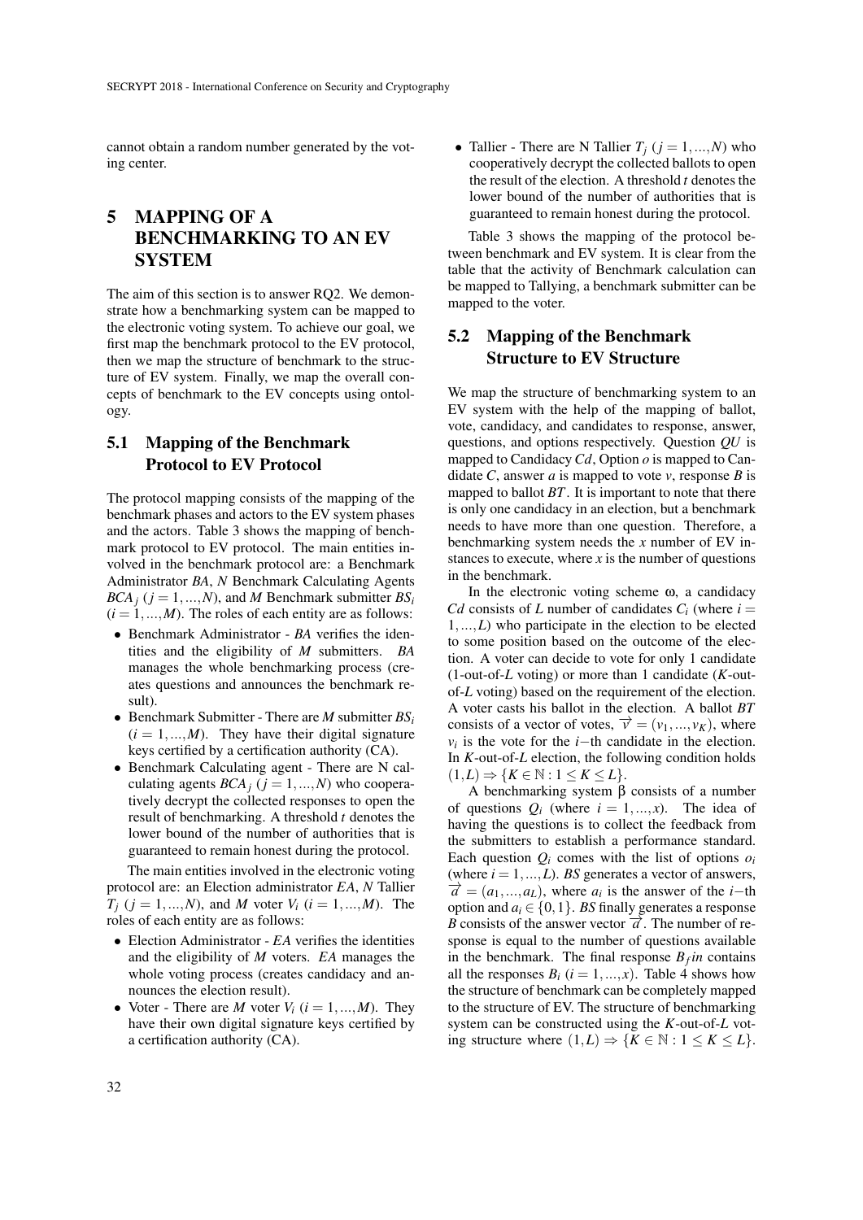cannot obtain a random number generated by the voting center.

# 5 MAPPING OF A BENCHMARKING TO AN EV SYSTEM

The aim of this section is to answer RQ2. We demonstrate how a benchmarking system can be mapped to the electronic voting system. To achieve our goal, we first map the benchmark protocol to the EV protocol, then we map the structure of benchmark to the structure of EV system. Finally, we map the overall concepts of benchmark to the EV concepts using ontology.

## 5.1 Mapping of the Benchmark Protocol to EV Protocol

The protocol mapping consists of the mapping of the benchmark phases and actors to the EV system phases and the actors. Table 3 shows the mapping of benchmark protocol to EV protocol. The main entities involved in the benchmark protocol are: a Benchmark Administrator *BA*, *N* Benchmark Calculating Agents $BCA_j$ ($j = 1,...,N$), and *M* Benchmark submitter $BS_i$ ($i = 1,...,M$). The roles of each entity are as follows:

- Benchmark Administrator - *BA* verifies the identities and the eligibility of *M* submitters. *BA* manages the whole benchmarking process (creates questions and announces the benchmark result).
- Benchmark Submitter - There are *M* submitter $BS_i$ ($i = 1,...,M$). They have their digital signature keys certified by a certification authority (CA).
- Benchmark Calculating agent - There are N calculating agents $BCA_j$ ($j = 1,...,N$) who cooperatively decrypt the collected responses to open the result of benchmarking. A threshold *t* denotes the lower bound of the number of authorities that is guaranteed to remain honest during the protocol.

The main entities involved in the electronic voting protocol are: an Election administrator *EA*, *N* Tallier $T_j$ ($j = 1,...,N$), and *M* voter $V_i$ ($i = 1,...,M$). The roles of each entity are as follows:

- Election Administrator - *EA* verifies the identities and the eligibility of *M* voters. *EA* manages the whole voting process (creates candidacy and announces the election result).
- Voter - There are *M* voter $V_i$ ($i = 1,...,M$). They have their own digital signature keys certified by a certification authority (CA).
- Tallier - There are N Tallier $T_j$ ($j = 1,...,N$) who cooperatively decrypt the collected ballots to open the result of the election. A threshold *t* denotes the lower bound of the number of authorities that is guaranteed to remain honest during the protocol.

Table 3 shows the mapping of the protocol between benchmark and EV system. It is clear from the table that the activity of Benchmark calculation can be mapped to Tallying, a benchmark submitter can be mapped to the voter.

## 5.2 Mapping of the Benchmark Structure to EV Structure

We map the structure of benchmarking system to an EV system with the help of the mapping of ballot, vote, candidacy, and candidates to response, answer, questions, and options respectively. Question *QU* is mapped to Candidacy *Cd*, Option *o* is mapped to Candidate *C*, answer *a* is mapped to vote *v*, response *B* is mapped to ballot *BT*. It is important to note that there is only one candidacy in an election, but a benchmark needs to have more than one question. Therefore, a benchmarking system needs the *x* number of EV instances to execute, where *x* is the number of questions in the benchmark.

In the electronic voting scheme ω, a candidacy *Cd* consists of *L* number of candidates $C_i$ (where $i = 1,...,L$) who participate in the election to be elected to some position based on the outcome of the election. A voter can decide to vote for only 1 candidate (1-out-of-*L* voting) or more than 1 candidate (*K*-out-of-*L* voting) based on the requirement of the election. A voter casts his ballot in the election. A ballot *BT* consists of a vector of votes, $\overrightarrow{v} = (v_1,...,v_K)$, where $v_i$ is the vote for the $i-$th candidate in the election. In *K*-out-of-*L* election, the following condition holds $(1,L) \Rightarrow \{K \in \mathbb{N} : 1 \leq K \leq L\}$.

A benchmarking system β consists of a number of questions $Q_i$ (where $i = 1,...,x$). The idea of having the questions is to collect the feedback from the submitters to establish a performance standard. Each question $Q_i$ comes with the list of options $o_i$ (where $i = 1,...,L$). *BS* generates a vector of answers, $\overrightarrow{a} = (a_1,...,a_L)$, where $a_i$ is the answer of the $i-$th option and $a_i \in \{0,1\}$. *BS* finally generates a response *B* consists of the answer vector $\overrightarrow{a}$. The number of response is equal to the number of questions available in the benchmark. The final response $B_f in$ contains all the responses $B_i$ ($i = 1,...,x$). Table 4 shows how the structure of benchmark can be completely mapped to the structure of EV. The structure of benchmarking system can be constructed using the *K*-out-of-*L* voting structure where $(1,L) \Rightarrow \{K \in \mathbb{N} : 1 \leq K \leq L\}$.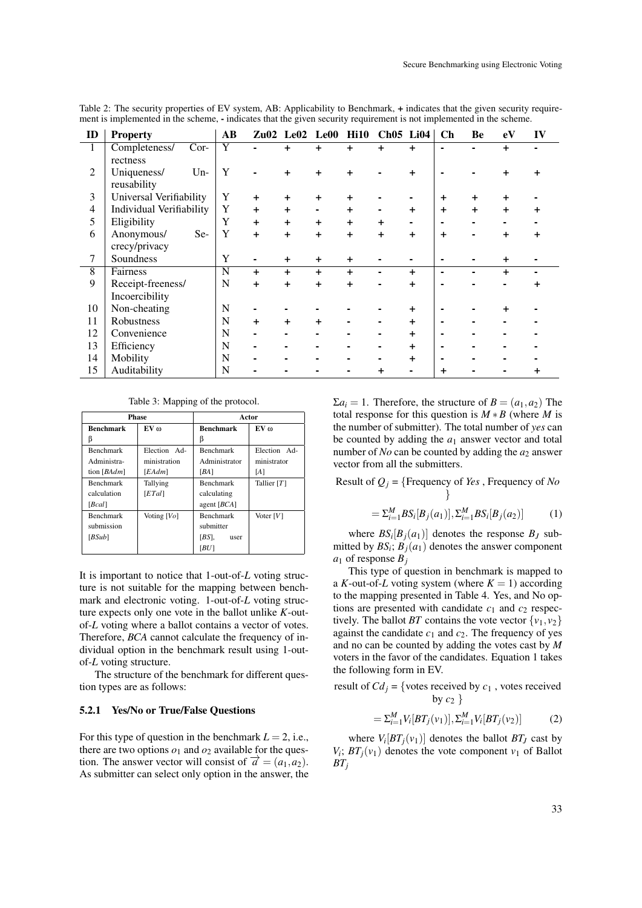Table 2: The security properties of EV system, AB: Applicability to Benchmark, **+** indicates that the given security requirement is implemented in the scheme, **-** indicates that the given security requirement is not implemented in the scheme.

| ID | Property | AB | Zu02 | Le02 | Le00 | Hi10 | Ch05 | Li04 | Ch | Be | eV | IV |
|---|---|---|---|---|---|---|---|---|---|---|---|---|
| 1 | Completeness/ Correctness | Y | - | + | + | + | + | + | - | - | + | - |
| 2 | Uniqueness/ Unreusability | Y | - | + | + | + | - | + | - | - | + | + |
| 3 | Universal Verifiability | Y | + | + | + | + | - | - | + | + | + | - |
| 4 | Individual Verifiability | Y | + | + | - | + | - | + | + | + | + | + |
| 5 | Eligibility | Y | + | + | + | + | + | - | - | - | - | - |
| 6 | Anonymous/ Secrecy/privacy | Y | + | + | + | + | + | + | + | - | + | + |
| 7 | Soundness | Y | - | + | + | + | - | - | - | - | + | - |
| 8 | Fairness | N | + | + | + | + | - | + | - | - | + | - |
| 9 | Receipt-freeness/ Incoercibility | N | + | + | + | + | - | + | - | - | - | + |
| 10 | Non-cheating | N | - | - | - | - | - | + | - | - | + | - |
| 11 | Robustness | N | + | + | + | - | - | + | - | - | - | - |
| 12 | Convenience | N | - | - | - | - | - | + | - | - | - | - |
| 13 | Efficiency | N | - | - | - | - | - | + | - | - | - | - |
| 14 | Mobility | N | - | - | - | - | - | + | - | - | - | - |
| 15 | Auditability | N | - | - | - | - | + | - | + | - | - | + |

Table 3: Mapping of the protocol.

| Phase | | Actor | |
|---|---|---|---|
| **Benchmark** β | **EV** ω | **Benchmark** β | **EV** ω |
| Benchmark Administration [*BAdm*] | Election Administration [*EAdm*] | Benchmark Administrator [*BA*] | Election Administrator [*A*] |
| Benchmark calculation [*Bcal*] | Tallying [*ETal*] | Benchmark calculating agent [*BCA*] | Tallier [*T*] |
| Benchmark submission [*BSub*] | Voting [*Vo*] | Benchmark submitter [*BS*], user [*BU*] | Voter [*V*] |

It is important to notice that 1-out-of-*L* voting structure is not suitable for the mapping between benchmark and electronic voting. 1-out-of-*L* voting structure expects only one vote in the ballot unlike *K*-out-of-*L* voting where a ballot contains a vector of votes. Therefore, *BCA* cannot calculate the frequency of individual option in the benchmark result using 1-out-of-*L* voting structure.

The structure of the benchmark for different question types are as follows:

#### 5.2.1 Yes/No or True/False Questions

For this type of question in the benchmark $L = 2$, i.e., there are two options $o_1$ and $o_2$ available for the question. The answer vector will consist of $\overrightarrow{a} = (a_1, a_2)$. As submitter can select only option in the answer, the $\Sigma a_i = 1$. Therefore, the structure of $B = (a_1, a_2)$ The total response for this question is $M * B$ (where $M$ is the number of submitter). The total number of *yes* can be counted by adding the $a_1$ answer vector and total number of *No* can be counted by adding the $a_2$ answer vector from all the submitters.

$$\text{Result of } Q_j = \{\text{Frequency of } Yes \text{ , Frequency of } No\}$$

$$= \Sigma_{i=1}^{M} BS_i[B_j(a_1)], \Sigma_{i=1}^{M} BS_i[B_j(a_2)] \quad (1)$$

where $BS_i[B_j(a_1)]$ denotes the response $B_J$ submitted by $BS_i$; $B_j(a_1)$ denotes the answer component $a_1$ of response $B_j$

This type of question in benchmark is mapped to a *K*-out-of-*L* voting system (where $K = 1$) according to the mapping presented in Table 4. Yes, and No options are presented with candidate $c_1$ and $c_2$ respectively. The ballot *BT* contains the vote vector $\{v_1, v_2\}$ against the candidate $c_1$ and $c_2$. The frequency of yes and no can be counted by adding the votes cast by *M* voters in the favor of the candidates. Equation 1 takes the following form in EV.

$$\text{result of } Cd_j = \{\text{votes received by } c_1 \text{ , votes received by } c_2\}$$

$$= \Sigma_{i=1}^{M} V_i[BT_j(v_1)], \Sigma_{i=1}^{M} V_i[BT_j(v_2)] \quad (2)$$

where $V_i[BT_j(v_1)]$ denotes the ballot $BT_J$ cast by $V_i$; $BT_j(v_1)$ denotes the vote component $v_1$ of Ballot $BT_j$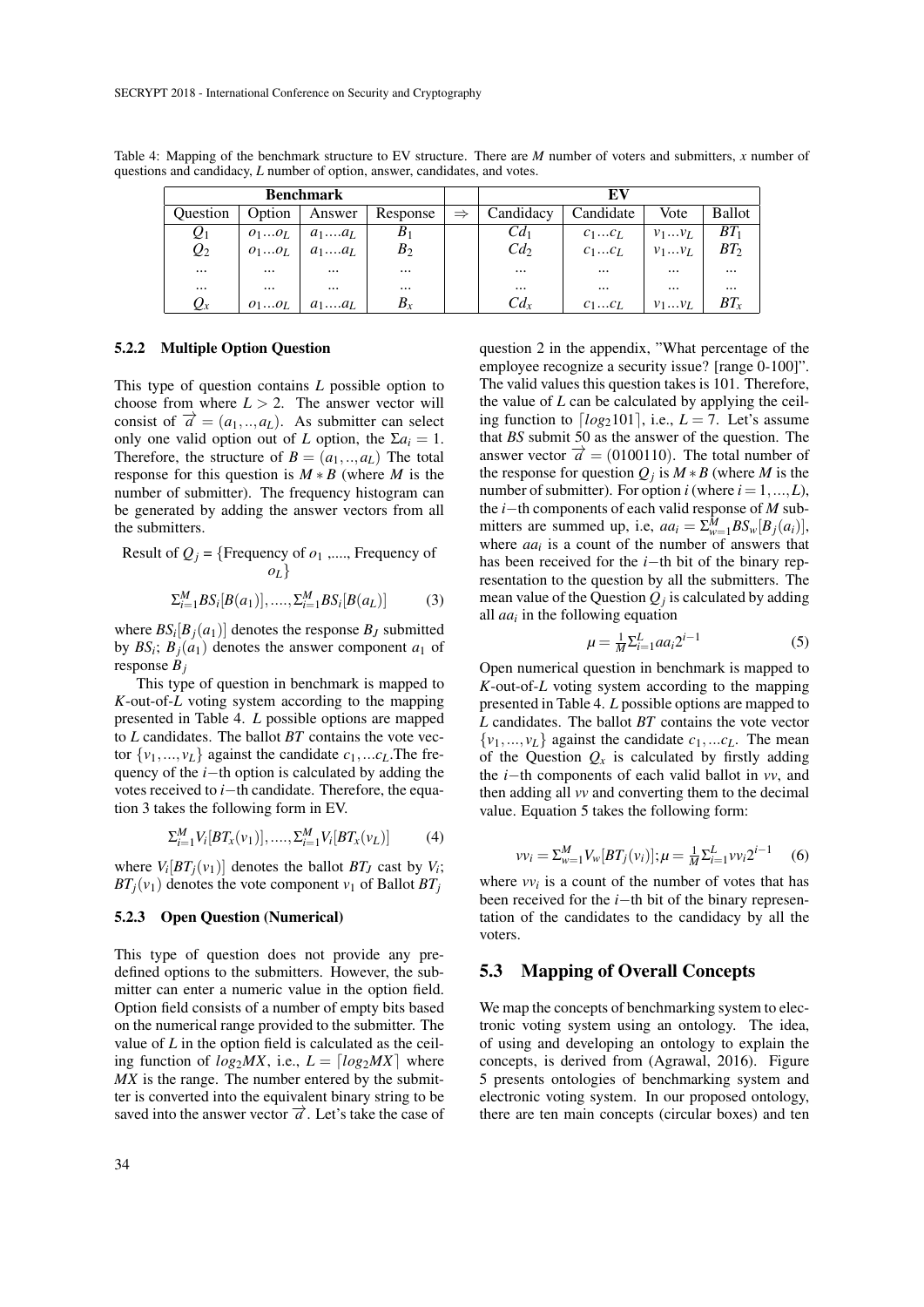Table 4: Mapping of the benchmark structure to EV structure. There are $M$ number of voters and submitters, $x$ number of questions and candidacy, $L$ number of option, answer, candidates, and votes.

| Benchmark | | | | | EV | | | |
|---|---|---|---|---|---|---|---|---|
| Question | Option | Answer | Response | $\Rightarrow$ | Candidacy | Candidate | Vote | Ballot |
| $Q_1$ | $o_1...o_L$ | $a_1....a_L$ | $B_1$ | | $Cd_1$ | $c_1...c_L$ | $v_1...v_L$ | $BT_1$ |
| $Q_2$ | $o_1...o_L$ | $a_1....a_L$ | $B_2$ | | $Cd_2$ | $c_1...c_L$ | $v_1...v_L$ | $BT_2$ |
| ... | ... | ... | ... | | ... | ... | ... | ... |
| ... | ... | ... | ... | | ... | ... | ... | ... |
| $Q_x$ | $o_1...o_L$ | $a_1....a_L$ | $B_x$ | | $Cd_x$ | $c_1...c_L$ | $v_1...v_L$ | $BT_x$ |

### 5.2.2 Multiple Option Question

This type of question contains $L$ possible option to choose from where $L > 2$. The answer vector will consist of $\overrightarrow{a} = (a_1,..,a_L)$. As submitter can select only one valid option out of $L$ option, the $\Sigma a_i = 1$. Therefore, the structure of $B = (a_1,..,a_L)$ The total response for this question is $M * B$ (where $M$ is the number of submitter). The frequency histogram can be generated by adding the answer vectors from all the submitters.

Result of $Q_j$ = {Frequency of $o_1$ ,...., Frequency of $o_L$}

$$\Sigma_{i=1}^{M} BS_i[B(a_1)], ....., \Sigma_{i=1}^{M} BS_i[B(a_L)] \quad (3)$$

where $BS_i[B_j(a_1)]$ denotes the response $B_J$ submitted by $BS_i$; $B_j(a_1)$ denotes the answer component $a_1$ of response $B_j$

This type of question in benchmark is mapped to $K$-out-of-$L$ voting system according to the mapping presented in Table 4. $L$ possible options are mapped to $L$ candidates. The ballot $BT$ contains the vote vector $\{v_1,...,v_L\}$ against the candidate $c_1,...c_L$.The frequency of the $i-$th option is calculated by adding the votes received to $i-$th candidate. Therefore, the equation 3 takes the following form in EV.

$$\Sigma_{i=1}^{M} V_i[BT_x(v_1)], ....., \Sigma_{i=1}^{M} V_i[BT_x(v_L)] \quad (4)$$

where $V_i[BT_j(v_1)]$ denotes the ballot $BT_J$ cast by $V_i$; $BT_j(v_1)$ denotes the vote component $v_1$ of Ballot $BT_j$

### 5.2.3 Open Question (Numerical)

This type of question does not provide any predefined options to the submitters. However, the submitter can enter a numeric value in the option field. Option field consists of a number of empty bits based on the numerical range provided to the submitter. The value of $L$ in the option field is calculated as the ceiling function of $log_2 MX$, i.e., $L = \lceil log_2 MX \rceil$ where $MX$ is the range. The number entered by the submitter is converted into the equivalent binary string to be saved into the answer vector $\overrightarrow{a}$. Let's take the case of question 2 in the appendix, "What percentage of the employee recognize a security issue? [range 0-100]". The valid values this question takes is 101. Therefore, the value of $L$ can be calculated by applying the ceiling function to $\lceil log_2 101 \rceil$, i.e., $L = 7$. Let's assume that $BS$ submit 50 as the answer of the question. The answer vector $\overrightarrow{a} = (0100110)$. The total number of the response for question $Q_j$ is $M * B$ (where $M$ is the number of submitter). For option $i$ (where $i = 1,...,L$), the $i-$th components of each valid response of $M$ submitters are summed up, i.e, $aa_i = \Sigma_{w=1}^{M} BS_w[B_j(a_i)]$, where $aa_i$ is a count of the number of answers that has been received for the $i-$th bit of the binary representation to the question by all the submitters. The mean value of the Question $Q_j$ is calculated by adding all $aa_i$ in the following equation

$$\mu = \frac{1}{M} \Sigma_{i=1}^{L} aa_i 2^{i-1} \quad (5)$$

Open numerical question in benchmark is mapped to $K$-out-of-$L$ voting system according to the mapping presented in Table 4. $L$ possible options are mapped to $L$ candidates. The ballot $BT$ contains the vote vector $\{v_1,...,v_L\}$ against the candidate $c_1,...c_L$. The mean of the Question $Q_x$ is calculated by firstly adding the $i-$th components of each valid ballot in $vv$, and then adding all $vv$ and converting them to the decimal value. Equation 5 takes the following form:

$$vv_i = \Sigma_{w=1}^{M} V_w[BT_j(v_i)]; \mu = \frac{1}{M} \Sigma_{i=1}^{L} vv_i 2^{i-1} \quad (6)$$

where $vv_i$ is a count of the number of votes that has been received for the $i-$th bit of the binary representation of the candidates to the candidacy by all the voters.

## 5.3 Mapping of Overall Concepts

We map the concepts of benchmarking system to electronic voting system using an ontology. The idea, of using and developing an ontology to explain the concepts, is derived from (Agrawal, 2016). Figure 5 presents ontologies of benchmarking system and electronic voting system. In our proposed ontology, there are ten main concepts (circular boxes) and ten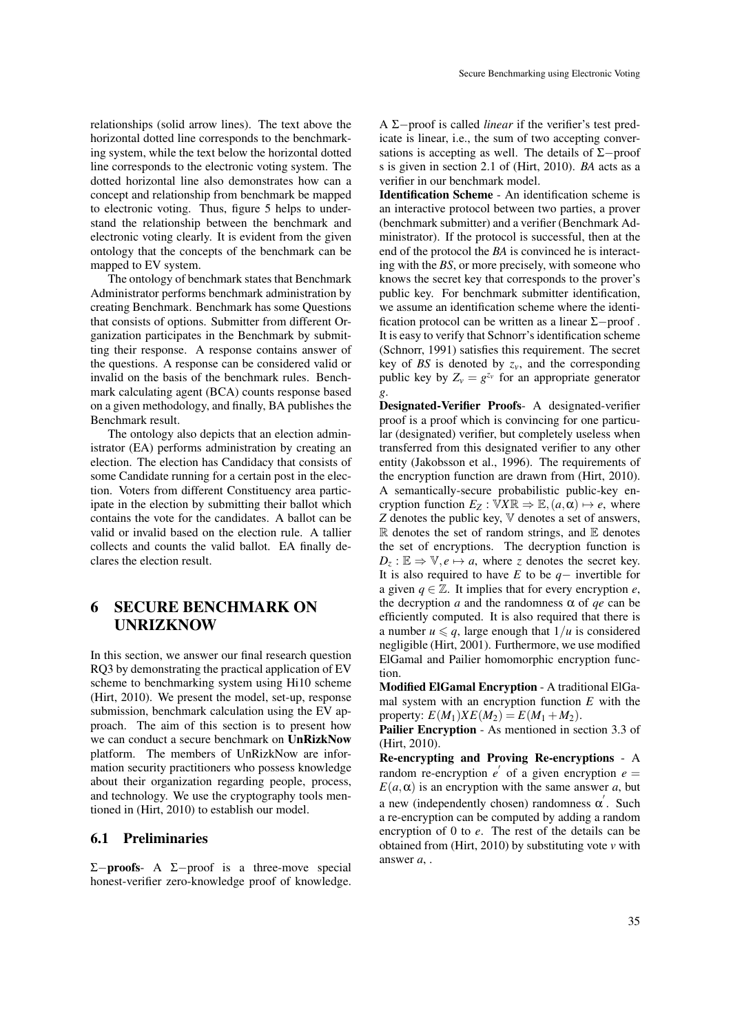relationships (solid arrow lines). The text above the horizontal dotted line corresponds to the benchmarking system, while the text below the horizontal dotted line corresponds to the electronic voting system. The dotted horizontal line also demonstrates how can a concept and relationship from benchmark be mapped to electronic voting. Thus, figure 5 helps to understand the relationship between the benchmark and electronic voting clearly. It is evident from the given ontology that the concepts of the benchmark can be mapped to EV system.

The ontology of benchmark states that Benchmark Administrator performs benchmark administration by creating Benchmark. Benchmark has some Questions that consists of options. Submitter from different Organization participates in the Benchmark by submitting their response. A response contains answer of the questions. A response can be considered valid or invalid on the basis of the benchmark rules. Benchmark calculating agent (BCA) counts response based on a given methodology, and finally, BA publishes the Benchmark result.

The ontology also depicts that an election administrator (EA) performs administration by creating an election. The election has Candidacy that consists of some Candidate running for a certain post in the election. Voters from different Constituency area participate in the election by submitting their ballot which contains the vote for the candidates. A ballot can be valid or invalid based on the election rule. A tallier collects and counts the valid ballot. EA finally declares the election result.

# 6 SECURE BENCHMARK ON UNRIZKNOW

In this section, we answer our final research question RQ3 by demonstrating the practical application of EV scheme to benchmarking system using Hi10 scheme (Hirt, 2010). We present the model, set-up, response submission, benchmark calculation using the EV approach. The aim of this section is to present how we can conduct a secure benchmark on **UnRizkNow** platform. The members of UnRizkNow are information security practitioners who possess knowledge about their organization regarding people, process, and technology. We use the cryptography tools mentioned in (Hirt, 2010) to establish our model.

## 6.1 Preliminaries

**$\Sigma-$proofs**- A $\Sigma-$proof is a three-move special honest-verifier zero-knowledge proof of knowledge. A $\Sigma-$proof is called *linear* if the verifier's test predicate is linear, i.e., the sum of two accepting conversations is accepting as well. The details of $\Sigma-$proof s is given in section 2.1 of (Hirt, 2010). *BA* acts as a verifier in our benchmark model.

**Identification Scheme** - An identification scheme is an interactive protocol between two parties, a prover (benchmark submitter) and a verifier (Benchmark Administrator). If the protocol is successful, then at the end of the protocol the *BA* is convinced he is interacting with the *BS*, or more precisely, with someone who knows the secret key that corresponds to the prover's public key. For benchmark submitter identification, we assume an identification scheme where the identification protocol can be written as a linear $\Sigma-$proof . It is easy to verify that Schnorr's identification scheme (Schnorr, 1991) satisfies this requirement. The secret key of *BS* is denoted by $z_v$, and the corresponding public key by $Z_v = g^{z_v}$ for an appropriate generator $g$.

**Designated-Verifier Proofs**- A designated-verifier proof is a proof which is convincing for one particular (designated) verifier, but completely useless when transferred from this designated verifier to any other entity (Jakobsson et al., 1996). The requirements of the encryption function are drawn from (Hirt, 2010). A semantically-secure probabilistic public-key encryption function $E_Z : \mathbb{V}X\mathbb{R} \Rightarrow \mathbb{E}, (a, \alpha) \mapsto e$, where $Z$ denotes the public key, $\mathbb{V}$ denotes a set of answers, $\mathbb{R}$ denotes the set of random strings, and $\mathbb{E}$ denotes the set of encryptions. The decryption function is $D_z : \mathbb{E} \Rightarrow \mathbb{V}, e \mapsto a$, where $z$ denotes the secret key. It is also required to have $E$ to be $q-$ invertible for a given $q \in \mathbb{Z}$. It implies that for every encryption $e$, the decryption $a$ and the randomness $\alpha$ of $qe$ can be efficiently computed. It is also required that there is a number $u \leqslant q$, large enough that $1/u$ is considered negligible (Hirt, 2001). Furthermore, we use modified ElGamal and Pailier homomorphic encryption function.

**Modified ElGamal Encryption** - A traditional ElGamal system with an encryption function $E$ with the property: $E(M_1)XE(M_2) = E(M_1 + M_2)$.

**Pailier Encryption** - As mentioned in section 3.3 of (Hirt, 2010).

**Re-encrypting and Proving Re-encryptions** - A random re-encryption $e'$ of a given encryption $e = E(a, \alpha)$ is an encryption with the same answer $a$, but a new (independently chosen) randomness $\alpha'$. Such a re-encryption can be computed by adding a random encryption of 0 to $e$. The rest of the details can be obtained from (Hirt, 2010) by substituting vote $v$ with answer $a$, .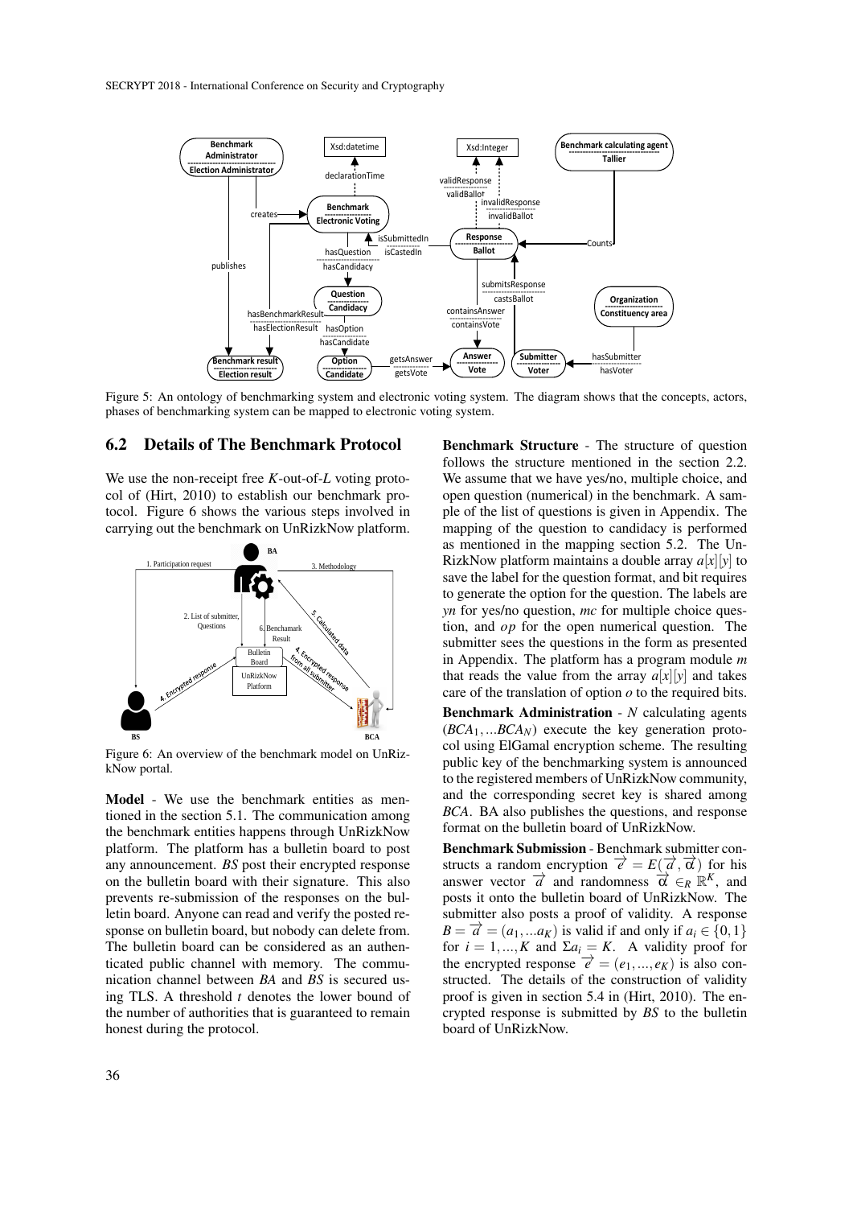Figure 5: An ontology of benchmarking system and electronic voting system. The diagram shows that the concepts, actors, phases of benchmarking system can be mapped to electronic voting system.

## 6.2 Details of The Benchmark Protocol

We use the non-receipt free $K$-out-of-$L$ voting protocol of (Hirt, 2010) to establish our benchmark protocol. Figure 6 shows the various steps involved in carrying out the benchmark on UnRizkNow platform.

Figure 6: An overview of the benchmark model on UnRizkNow portal.

**Model** - We use the benchmark entities as mentioned in the section 5.1. The communication among the benchmark entities happens through UnRizkNow platform. The platform has a bulletin board to post any announcement. *BS* post their encrypted response on the bulletin board with their signature. This also prevents re-submission of the responses on the bulletin board. Anyone can read and verify the posted response on bulletin board, but nobody can delete from. The bulletin board can be considered as an authenticated public channel with memory. The communication channel between *BA* and *BS* is secured using TLS. A threshold $t$ denotes the lower bound of the number of authorities that is guaranteed to remain honest during the protocol.

**Benchmark Structure** - The structure of question follows the structure mentioned in the section 2.2. We assume that we have yes/no, multiple choice, and open question (numerical) in the benchmark. A sample of the list of questions is given in Appendix. The mapping of the question to candidacy is performed as mentioned in the mapping section 5.2. The UnRizkNow platform maintains a double array $a[x][y]$ to save the label for the question format, and bit requires to generate the option for the question. The labels are *yn* for yes/no question, *mc* for multiple choice question, and *op* for the open numerical question. The submitter sees the questions in the form as presented in Appendix. The platform has a program module $m$ that reads the value from the array $a[x][y]$ and takes care of the translation of option $o$ to the required bits.

**Benchmark Administration** - $N$ calculating agents $(BCA_1, ...BCA_N)$ execute the key generation protocol using ElGamal encryption scheme. The resulting public key of the benchmarking system is announced to the registered members of UnRizkNow community, and the corresponding secret key is shared among *BCA*. BA also publishes the questions, and response format on the bulletin board of UnRizkNow.

**Benchmark Submission** - Benchmark submitter constructs a random encryption $\overrightarrow{e} = E(\overrightarrow{a}, \overrightarrow{\alpha})$ for his answer vector $\overrightarrow{a}$ and randomness $\overrightarrow{\alpha} \in_R \mathbb{R}^K$, and posts it onto the bulletin board of UnRizkNow. The submitter also posts a proof of validity. A response $B = \overrightarrow{a} = (a_1, ...a_K)$ is valid if and only if $a_i \in \{0, 1\}$ for $i = 1, ..., K$ and $\Sigma a_i = K$. A validity proof for the encrypted response $\overrightarrow{e} = (e_1, ..., e_K)$ is also constructed. The details of the construction of validity proof is given in section 5.4 in (Hirt, 2010). The encrypted response is submitted by *BS* to the bulletin board of UnRizkNow.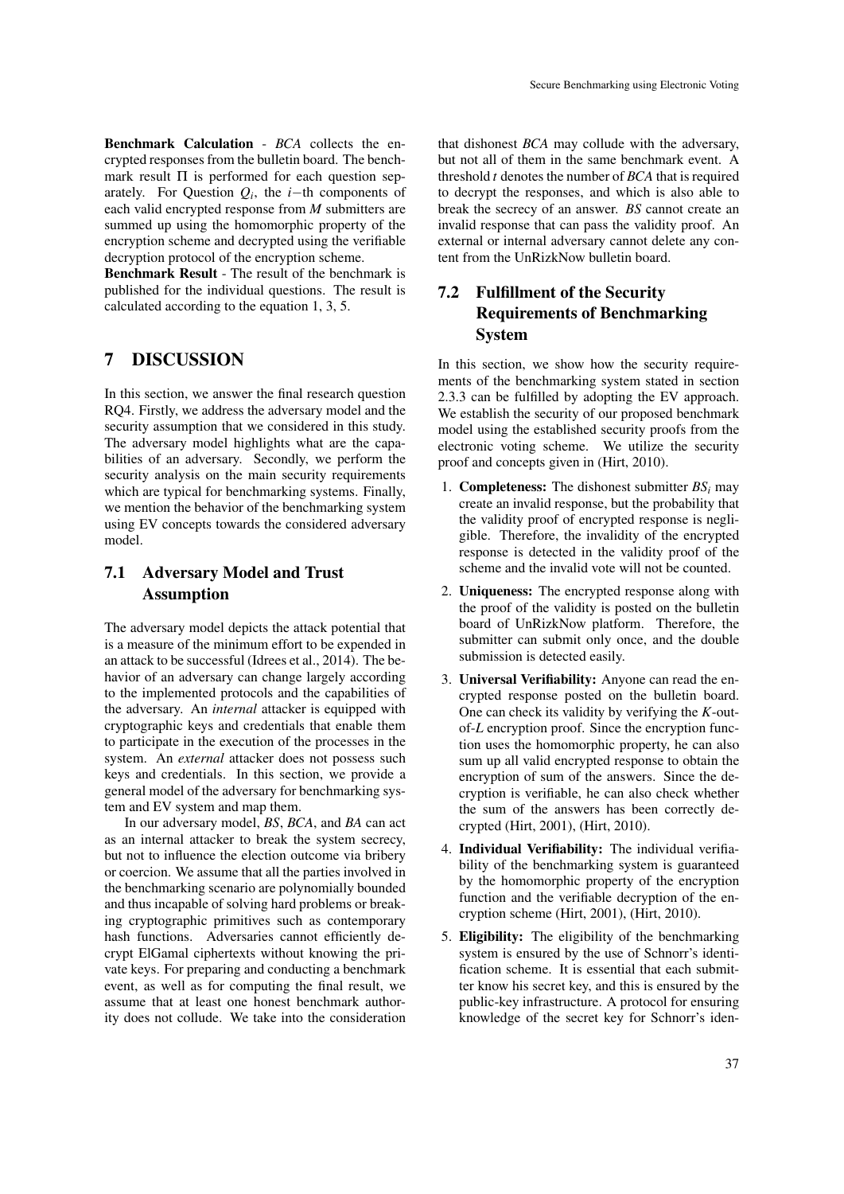**Benchmark Calculation** - *BCA* collects the encrypted responses from the bulletin board. The benchmark result $\Pi$ is performed for each question separately. For Question $Q_i$, the $i-$th components of each valid encrypted response from $M$ submitters are summed up using the homomorphic property of the encryption scheme and decrypted using the verifiable decryption protocol of the encryption scheme.

**Benchmark Result** - The result of the benchmark is published for the individual questions. The result is calculated according to the equation 1, 3, 5.

# 7 DISCUSSION

In this section, we answer the final research question RQ4. Firstly, we address the adversary model and the security assumption that we considered in this study. The adversary model highlights what are the capabilities of an adversary. Secondly, we perform the security analysis on the main security requirements which are typical for benchmarking systems. Finally, we mention the behavior of the benchmarking system using EV concepts towards the considered adversary model.

## 7.1 Adversary Model and Trust Assumption

The adversary model depicts the attack potential that is a measure of the minimum effort to be expended in an attack to be successful (Idrees et al., 2014). The behavior of an adversary can change largely according to the implemented protocols and the capabilities of the adversary. An *internal* attacker is equipped with cryptographic keys and credentials that enable them to participate in the execution of the processes in the system. An *external* attacker does not possess such keys and credentials. In this section, we provide a general model of the adversary for benchmarking system and EV system and map them.

In our adversary model, *BS*, *BCA*, and *BA* can act as an internal attacker to break the system secrecy, but not to influence the election outcome via bribery or coercion. We assume that all the parties involved in the benchmarking scenario are polynomially bounded and thus incapable of solving hard problems or breaking cryptographic primitives such as contemporary hash functions. Adversaries cannot efficiently decrypt ElGamal ciphertexts without knowing the private keys. For preparing and conducting a benchmark event, as well as for computing the final result, we assume that at least one honest benchmark authority does not collude. We take into the consideration that dishonest *BCA* may collude with the adversary, but not all of them in the same benchmark event. A threshold $t$ denotes the number of *BCA* that is required to decrypt the responses, and which is also able to break the secrecy of an answer. *BS* cannot create an invalid response that can pass the validity proof. An external or internal adversary cannot delete any content from the UnRizkNow bulletin board.

## 7.2 Fulfillment of the Security Requirements of Benchmarking System

In this section, we show how the security requirements of the benchmarking system stated in section 2.3.3 can be fulfilled by adopting the EV approach. We establish the security of our proposed benchmark model using the established security proofs from the electronic voting scheme. We utilize the security proof and concepts given in (Hirt, 2010).

1. **Completeness:** The dishonest submitter $BS_i$ may create an invalid response, but the probability that the validity proof of encrypted response is negligible. Therefore, the invalidity of the encrypted response is detected in the validity proof of the scheme and the invalid vote will not be counted.
2. **Uniqueness:** The encrypted response along with the proof of the validity is posted on the bulletin board of UnRizkNow platform. Therefore, the submitter can submit only once, and the double submission is detected easily.
3. **Universal Verifiability:** Anyone can read the encrypted response posted on the bulletin board. One can check its validity by verifying the $K$-out-of-$L$ encryption proof. Since the encryption function uses the homomorphic property, he can also sum up all valid encrypted response to obtain the encryption of sum of the answers. Since the decryption is verifiable, he can also check whether the sum of the answers has been correctly decrypted (Hirt, 2001), (Hirt, 2010).
4. **Individual Verifiability:** The individual verifiability of the benchmarking system is guaranteed by the homomorphic property of the encryption function and the verifiable decryption of the encryption scheme (Hirt, 2001), (Hirt, 2010).
5. **Eligibility:** The eligibility of the benchmarking system is ensured by the use of Schnorr's identification scheme. It is essential that each submitter know his secret key, and this is ensured by the public-key infrastructure. A protocol for ensuring knowledge of the secret key for Schnorr's iden-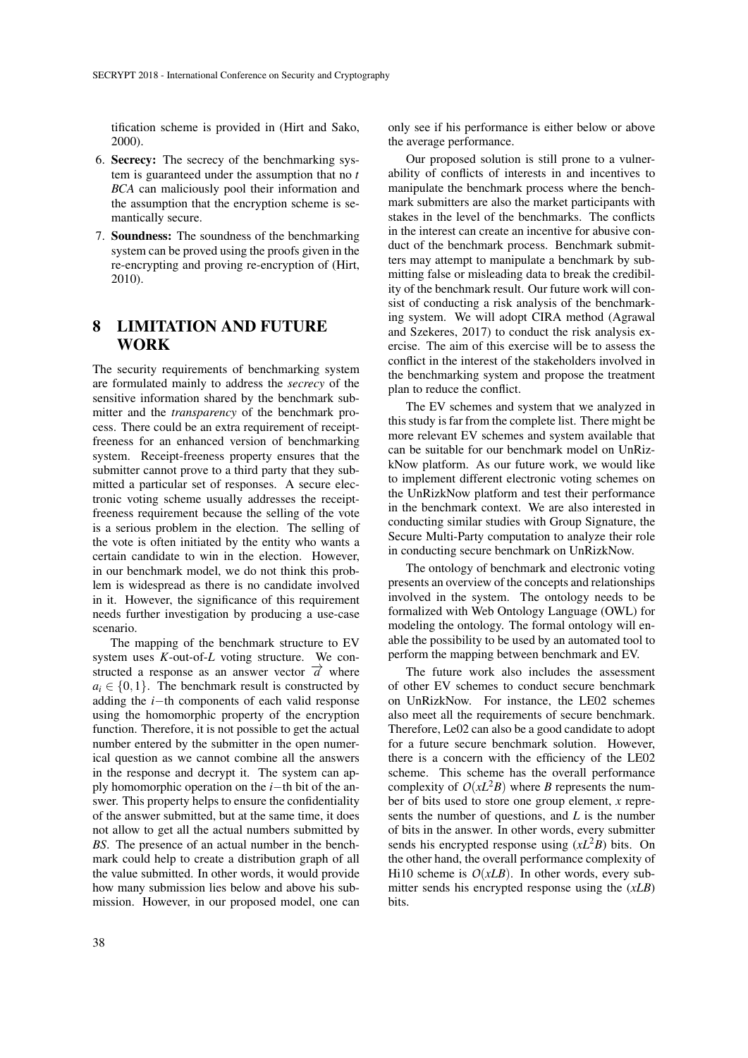tification scheme is provided in (Hirt and Sako, 2000).

6. **Secrecy:** The secrecy of the benchmarking system is guaranteed under the assumption that no $t$ *BCA* can maliciously pool their information and the assumption that the encryption scheme is semantically secure.
7. **Soundness:** The soundness of the benchmarking system can be proved using the proofs given in the re-encrypting and proving re-encryption of (Hirt, 2010).

## 8 LIMITATION AND FUTURE WORK

The security requirements of benchmarking system are formulated mainly to address the *secrecy* of the sensitive information shared by the benchmark submitter and the *transparency* of the benchmark process. There could be an extra requirement of receipt-freeness for an enhanced version of benchmarking system. Receipt-freeness property ensures that the submitter cannot prove to a third party that they submitted a particular set of responses. A secure electronic voting scheme usually addresses the receipt-freeness requirement because the selling of the vote is a serious problem in the election. The selling of the vote is often initiated by the entity who wants a certain candidate to win in the election. However, in our benchmark model, we do not think this problem is widespread as there is no candidate involved in it. However, the significance of this requirement needs further investigation by producing a use-case scenario.

The mapping of the benchmark structure to EV system uses $K$-out-of-$L$ voting structure. We constructed a response as an answer vector $\overrightarrow{a}$ where $a_i \in \{0,1\}$. The benchmark result is constructed by adding the $i-$th components of each valid response using the homomorphic property of the encryption function. Therefore, it is not possible to get the actual number entered by the submitter in the open numerical question as we cannot combine all the answers in the response and decrypt it. The system can apply homomorphic operation on the $i-$th bit of the answer. This property helps to ensure the confidentiality of the answer submitted, but at the same time, it does not allow to get all the actual numbers submitted by *BS*. The presence of an actual number in the benchmark could help to create a distribution graph of all the value submitted. In other words, it would provide how many submission lies below and above his submission. However, in our proposed model, one can only see if his performance is either below or above the average performance.

Our proposed solution is still prone to a vulnerability of conflicts of interests in and incentives to manipulate the benchmark process where the benchmark submitters are also the market participants with stakes in the level of the benchmarks. The conflicts in the interest can create an incentive for abusive conduct of the benchmark process. Benchmark submitters may attempt to manipulate a benchmark by submitting false or misleading data to break the credibility of the benchmark result. Our future work will consist of conducting a risk analysis of the benchmarking system. We will adopt CIRA method (Agrawal and Szekeres, 2017) to conduct the risk analysis exercise. The aim of this exercise will be to assess the conflict in the interest of the stakeholders involved in the benchmarking system and propose the treatment plan to reduce the conflict.

The EV schemes and system that we analyzed in this study is far from the complete list. There might be more relevant EV schemes and system available that can be suitable for our benchmark model on UnRizkNow platform. As our future work, we would like to implement different electronic voting schemes on the UnRizkNow platform and test their performance in the benchmark context. We are also interested in conducting similar studies with Group Signature, the Secure Multi-Party computation to analyze their role in conducting secure benchmark on UnRizkNow.

The ontology of benchmark and electronic voting presents an overview of the concepts and relationships involved in the system. The ontology needs to be formalized with Web Ontology Language (OWL) for modeling the ontology. The formal ontology will enable the possibility to be used by an automated tool to perform the mapping between benchmark and EV.

The future work also includes the assessment of other EV schemes to conduct secure benchmark on UnRizkNow. For instance, the LE02 schemes also meet all the requirements of secure benchmark. Therefore, Le02 can also be a good candidate to adopt for a future secure benchmark solution. However, there is a concern with the efficiency of the LE02 scheme. This scheme has the overall performance complexity of $O(xL^2B)$ where $B$ represents the number of bits used to store one group element, $x$ represents the number of questions, and $L$ is the number of bits in the answer. In other words, every submitter sends his encrypted response using $(xL^2B)$ bits. On the other hand, the overall performance complexity of Hi10 scheme is $O(xLB)$. In other words, every submitter sends his encrypted response using the $(xLB)$ bits.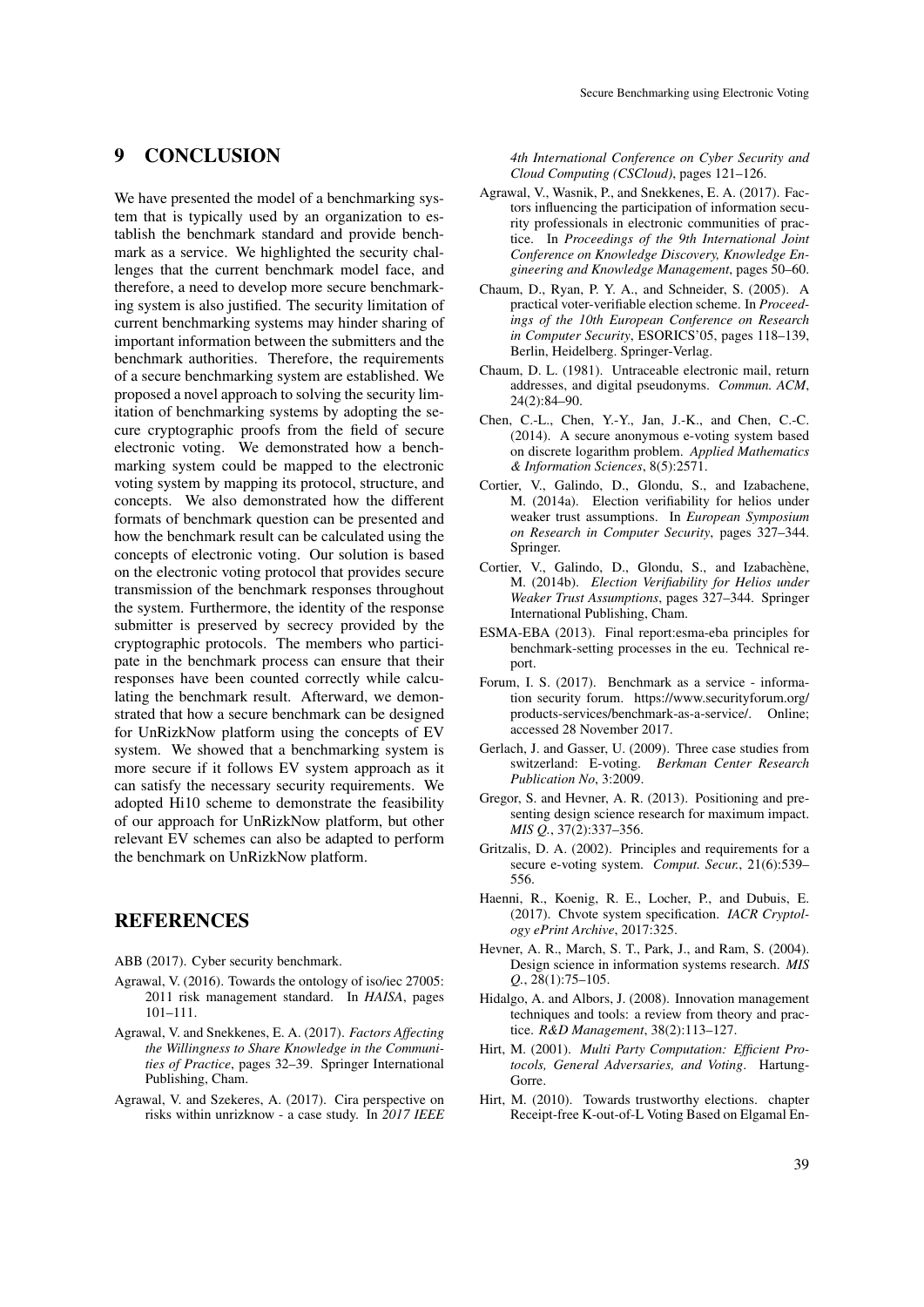## 9 CONCLUSION

We have presented the model of a benchmarking system that is typically used by an organization to establish the benchmark standard and provide benchmark as a service. We highlighted the security challenges that the current benchmark model face, and therefore, a need to develop more secure benchmarking system is also justified. The security limitation of current benchmarking systems may hinder sharing of important information between the submitters and the benchmark authorities. Therefore, the requirements of a secure benchmarking system are established. We proposed a novel approach to solving the security limitation of benchmarking systems by adopting the secure cryptographic proofs from the field of secure electronic voting. We demonstrated how a benchmarking system could be mapped to the electronic voting system by mapping its protocol, structure, and concepts. We also demonstrated how the different formats of benchmark question can be presented and how the benchmark result can be calculated using the concepts of electronic voting. Our solution is based on the electronic voting protocol that provides secure transmission of the benchmark responses throughout the system. Furthermore, the identity of the response submitter is preserved by secrecy provided by the cryptographic protocols. The members who participate in the benchmark process can ensure that their responses have been counted correctly while calculating the benchmark result. Afterward, we demonstrated that how a secure benchmark can be designed for UnRizkNow platform using the concepts of EV system. We showed that a benchmarking system is more secure if it follows EV system approach as it can satisfy the necessary security requirements. We adopted Hi10 scheme to demonstrate the feasibility of our approach for UnRizkNow platform, but other relevant EV schemes can also be adapted to perform the benchmark on UnRizkNow platform.

## REFERENCES

ABB (2017). Cyber security benchmark.

Agrawal, V. (2016). Towards the ontology of iso/iec 27005: 2011 risk management standard. In *HAISA*, pages 101–111.

Agrawal, V. and Snekkenes, E. A. (2017). *Factors Affecting the Willingness to Share Knowledge in the Communities of Practice*, pages 32–39. Springer International Publishing, Cham.

Agrawal, V. and Szekeres, A. (2017). Cira perspective on risks within unrizknow - a case study. In *2017 IEEE 4th International Conference on Cyber Security and Cloud Computing (CSCloud)*, pages 121–126.

Agrawal, V., Wasnik, P., and Snekkenes, E. A. (2017). Factors influencing the participation of information security professionals in electronic communities of practice. In *Proceedings of the 9th International Joint Conference on Knowledge Discovery, Knowledge Engineering and Knowledge Management*, pages 50–60.

Chaum, D., Ryan, P. Y. A., and Schneider, S. (2005). A practical voter-verifiable election scheme. In *Proceedings of the 10th European Conference on Research in Computer Security*, ESORICS'05, pages 118–139, Berlin, Heidelberg. Springer-Verlag.

Chaum, D. L. (1981). Untraceable electronic mail, return addresses, and digital pseudonyms. *Commun. ACM*, 24(2):84–90.

Chen, C.-L., Chen, Y.-Y., Jan, J.-K., and Chen, C.-C. (2014). A secure anonymous e-voting system based on discrete logarithm problem. *Applied Mathematics & Information Sciences*, 8(5):2571.

Cortier, V., Galindo, D., Glondu, S., and Izabachene, M. (2014a). Election verifiability for helios under weaker trust assumptions. In *European Symposium on Research in Computer Security*, pages 327–344. Springer.

Cortier, V., Galindo, D., Glondu, S., and Izabachène, M. (2014b). *Election Verifiability for Helios under Weaker Trust Assumptions*, pages 327–344. Springer International Publishing, Cham.

ESMA-EBA (2013). Final report:esma-eba principles for benchmark-setting processes in the eu. Technical report.

Forum, I. S. (2017). Benchmark as a service - information security forum. https://www.securityforum.org/products-services/benchmark-as-a-service/. Online; accessed 28 November 2017.

Gerlach, J. and Gasser, U. (2009). Three case studies from switzerland: E-voting. *Berkman Center Research Publication No*, 3:2009.

Gregor, S. and Hevner, A. R. (2013). Positioning and presenting design science research for maximum impact. *MIS Q.*, 37(2):337–356.

Gritzalis, D. A. (2002). Principles and requirements for a secure e-voting system. *Comput. Secur.*, 21(6):539–556.

Haenni, R., Koenig, R. E., Locher, P., and Dubuis, E. (2017). Chvote system specification. *IACR Cryptology ePrint Archive*, 2017:325.

Hevner, A. R., March, S. T., Park, J., and Ram, S. (2004). Design science in information systems research. *MIS Q.*, 28(1):75–105.

Hidalgo, A. and Albors, J. (2008). Innovation management techniques and tools: a review from theory and practice. *R&D Management*, 38(2):113–127.

Hirt, M. (2001). *Multi Party Computation: Efficient Protocols, General Adversaries, and Voting*. Hartung-Gorre.

Hirt, M. (2010). Towards trustworthy elections. chapter Receipt-free K-out-of-L Voting Based on Elgamal En-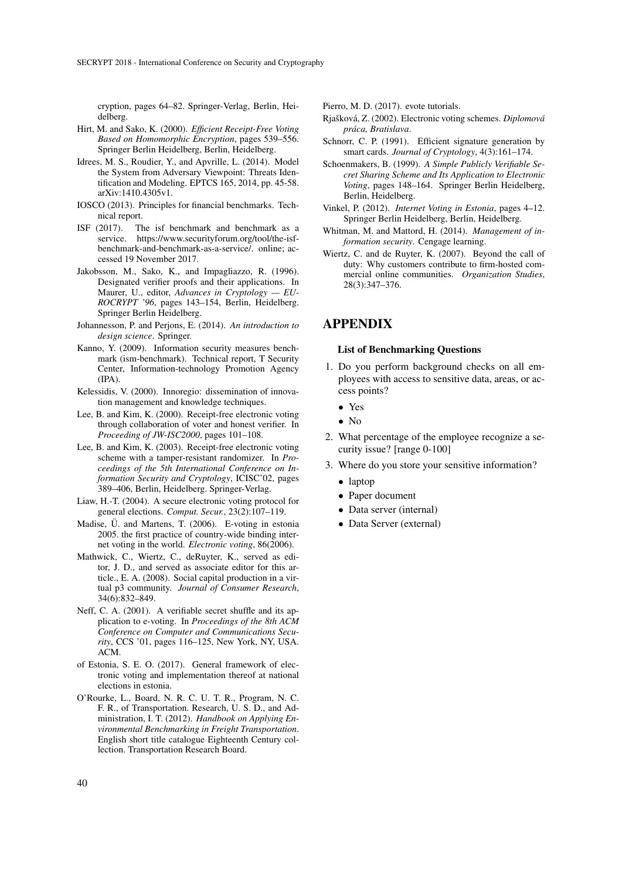cryption, pages 64–82. Springer-Verlag, Berlin, Heidelberg.

Hirt, M. and Sako, K. (2000). *Efficient Receipt-Free Voting Based on Homomorphic Encryption*, pages 539–556. Springer Berlin Heidelberg, Berlin, Heidelberg.

Idrees, M. S., Roudier, Y., and Apvrille, L. (2014). Model the System from Adversary Viewpoint: Threats Identification and Modeling. EPTCS 165, 2014, pp. 45-58. arXiv:1410.4305v1.

IOSCO (2013). Principles for financial benchmarks. Technical report.

ISF (2017). The isf benchmark and benchmark as a service. https://www.securityforum.org/tool/the-isf-benchmark-and-benchmark-as-a-service/. online; accessed 19 November 2017.

Jakobsson, M., Sako, K., and Impagliazzo, R. (1996). Designated verifier proofs and their applications. In Maurer, U., editor, *Advances in Cryptology — EUROCRYPT '96*, pages 143–154, Berlin, Heidelberg. Springer Berlin Heidelberg.

Johannesson, P. and Perjons, E. (2014). *An introduction to design science*. Springer.

Kanno, Y. (2009). Information security measures benchmark (ism-benchmark). Technical report, T Security Center, Information-technology Promotion Agency (IPA).

Kelessidis, V. (2000). Innoregio: dissemination of innovation management and knowledge techniques.

Lee, B. and Kim, K. (2000). Receipt-free electronic voting through collaboration of voter and honest verifier. In *Proceeding of JW-ISC2000*, pages 101–108.

Lee, B. and Kim, K. (2003). Receipt-free electronic voting scheme with a tamper-resistant randomizer. In *Proceedings of the 5th International Conference on Information Security and Cryptology*, ICISC'02, pages 389–406, Berlin, Heidelberg. Springer-Verlag.

Liaw, H.-T. (2004). A secure electronic voting protocol for general elections. *Comput. Secur.*, 23(2):107–119.

Madise, Ü. and Martens, T. (2006). E-voting in estonia 2005. the first practice of country-wide binding internet voting in the world. *Electronic voting*, 86(2006).

Mathwick, C., Wiertz, C., deRuyter, K., served as editor, J. D., and served as associate editor for this article., E. A. (2008). Social capital production in a virtual p3 community. *Journal of Consumer Research*, 34(6):832–849.

Neff, C. A. (2001). A verifiable secret shuffle and its application to e-voting. In *Proceedings of the 8th ACM Conference on Computer and Communications Security*, CCS '01, pages 116–125, New York, NY, USA. ACM.

of Estonia, S. E. O. (2017). General framework of electronic voting and implementation thereof at national elections in estonia.

O'Rourke, L., Board, N. R. C. U. T. R., Program, N. C. F. R., of Transportation. Research, U. S. D., and Administration, I. T. (2012). *Handbook on Applying Environmental Benchmarking in Freight Transportation*. English short title catalogue Eighteenth Century collection. Transportation Research Board.

Pierro, M. D. (2017). evote tutorials.

Rjašková, Z. (2002). Electronic voting schemes. *Diplomová práca, Bratislava*.

Schnorr, C. P. (1991). Efficient signature generation by smart cards. *Journal of Cryptology*, 4(3):161–174.

Schoenmakers, B. (1999). *A Simple Publicly Verifiable Secret Sharing Scheme and Its Application to Electronic Voting*, pages 148–164. Springer Berlin Heidelberg, Berlin, Heidelberg.

Vinkel, P. (2012). *Internet Voting in Estonia*, pages 4–12. Springer Berlin Heidelberg, Berlin, Heidelberg.

Whitman, M. and Mattord, H. (2014). *Management of information security*. Cengage learning.

Wiertz, C. and de Ruyter, K. (2007). Beyond the call of duty: Why customers contribute to firm-hosted commercial online communities. *Organization Studies*, 28(3):347–376.

# APPENDIX

### List of Benchmarking Questions

1. Do you perform background checks on all employees with access to sensitive data, areas, or access points?
   - Yes
   - No
2. What percentage of the employee recognize a security issue? [range 0-100]
3. Where do you store your sensitive information?
   - laptop
   - Paper document
   - Data server (internal)
   - Data Server (external)